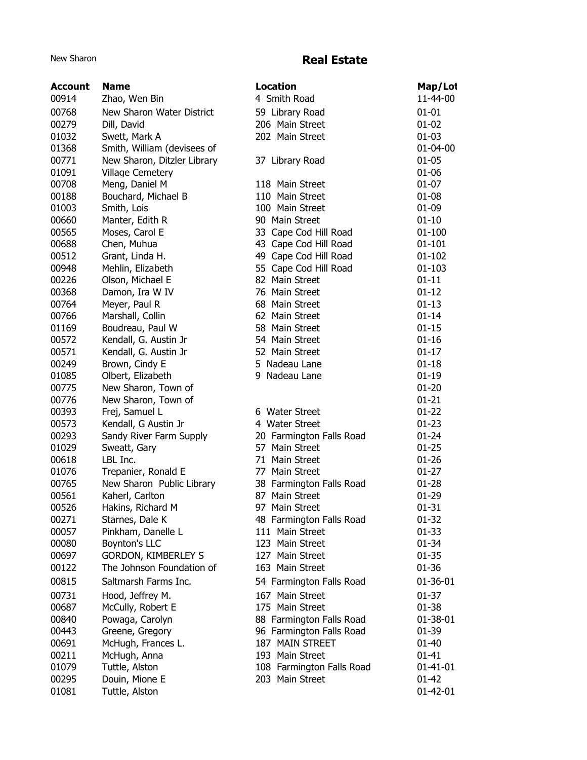New Sharon

# Real Estate

| Account | Name | Location | Map/Lot |
|---|---|---|---|
| 00914 | Zhao, Wen Bin | 4 Smith Road | 11-44-00 |
| 00768 | New Sharon Water District | 59 Library Road | 01-01 |
| 00279 | Dill, David | 206 Main Street | 01-02 |
| 01032 | Swett, Mark A | 202 Main Street | 01-03 |
| 01368 | Smith, William (devisees of | | 01-04-00 |
| 00771 | New Sharon, Ditzler Library | 37 Library Road | 01-05 |
| 01091 | Village Cemetery | | 01-06 |
| 00708 | Meng, Daniel M | 118 Main Street | 01-07 |
| 00188 | Bouchard, Michael B | 110 Main Street | 01-08 |
| 01003 | Smith, Lois | 100 Main Street | 01-09 |
| 00660 | Manter, Edith R | 90 Main Street | 01-10 |
| 00565 | Moses, Carol E | 33 Cape Cod Hill Road | 01-100 |
| 00688 | Chen, Muhua | 43 Cape Cod Hill Road | 01-101 |
| 00512 | Grant, Linda H. | 49 Cape Cod Hill Road | 01-102 |
| 00948 | Mehlin, Elizabeth | 55 Cape Cod Hill Road | 01-103 |
| 00226 | Olson, Michael E | 82 Main Street | 01-11 |
| 00368 | Damon, Ira W IV | 76 Main Street | 01-12 |
| 00764 | Meyer, Paul R | 68 Main Street | 01-13 |
| 00766 | Marshall, Collin | 62 Main Street | 01-14 |
| 01169 | Boudreau, Paul W | 58 Main Street | 01-15 |
| 00572 | Kendall, G. Austin Jr | 54 Main Street | 01-16 |
| 00571 | Kendall, G. Austin Jr | 52 Main Street | 01-17 |
| 00249 | Brown, Cindy E | 5 Nadeau Lane | 01-18 |
| 01085 | Olbert, Elizabeth | 9 Nadeau Lane | 01-19 |
| 00775 | New Sharon, Town of | | 01-20 |
| 00776 | New Sharon, Town of | | 01-21 |
| 00393 | Frej, Samuel L | 6 Water Street | 01-22 |
| 00573 | Kendall, G Austin Jr | 4 Water Street | 01-23 |
| 00293 | Sandy River Farm Supply | 20 Farmington Falls Road | 01-24 |
| 01029 | Sweatt, Gary | 57 Main Street | 01-25 |
| 00618 | LBL Inc. | 71 Main Street | 01-26 |
| 01076 | Trepanier, Ronald E | 77 Main Street | 01-27 |
| 00765 | New Sharon Public Library | 38 Farmington Falls Road | 01-28 |
| 00561 | Kaherl, Carlton | 87 Main Street | 01-29 |
| 00526 | Hakins, Richard M | 97 Main Street | 01-31 |
| 00271 | Starnes, Dale K | 48 Farmington Falls Road | 01-32 |
| 00057 | Pinkham, Danelle L | 111 Main Street | 01-33 |
| 00080 | Boynton's LLC | 123 Main Street | 01-34 |
| 00697 | GORDON, KIMBERLEY S | 127 Main Street | 01-35 |
| 00122 | The Johnson Foundation of | 163 Main Street | 01-36 |
| 00815 | Saltmarsh Farms Inc. | 54 Farmington Falls Road | 01-36-01 |
| 00731 | Hood, Jeffrey M. | 167 Main Street | 01-37 |
| 00687 | McCully, Robert E | 175 Main Street | 01-38 |
| 00840 | Powaga, Carolyn | 88 Farmington Falls Road | 01-38-01 |
| 00443 | Greene, Gregory | 96 Farmington Falls Road | 01-39 |
| 00691 | McHugh, Frances L. | 187 MAIN STREET | 01-40 |
| 00211 | McHugh, Anna | 193 Main Street | 01-41 |
| 01079 | Tuttle, Alston | 108 Farmington Falls Road | 01-41-01 |
| 00295 | Douin, Mione E | 203 Main Street | 01-42 |
| 01081 | Tuttle, Alston | | 01-42-01 |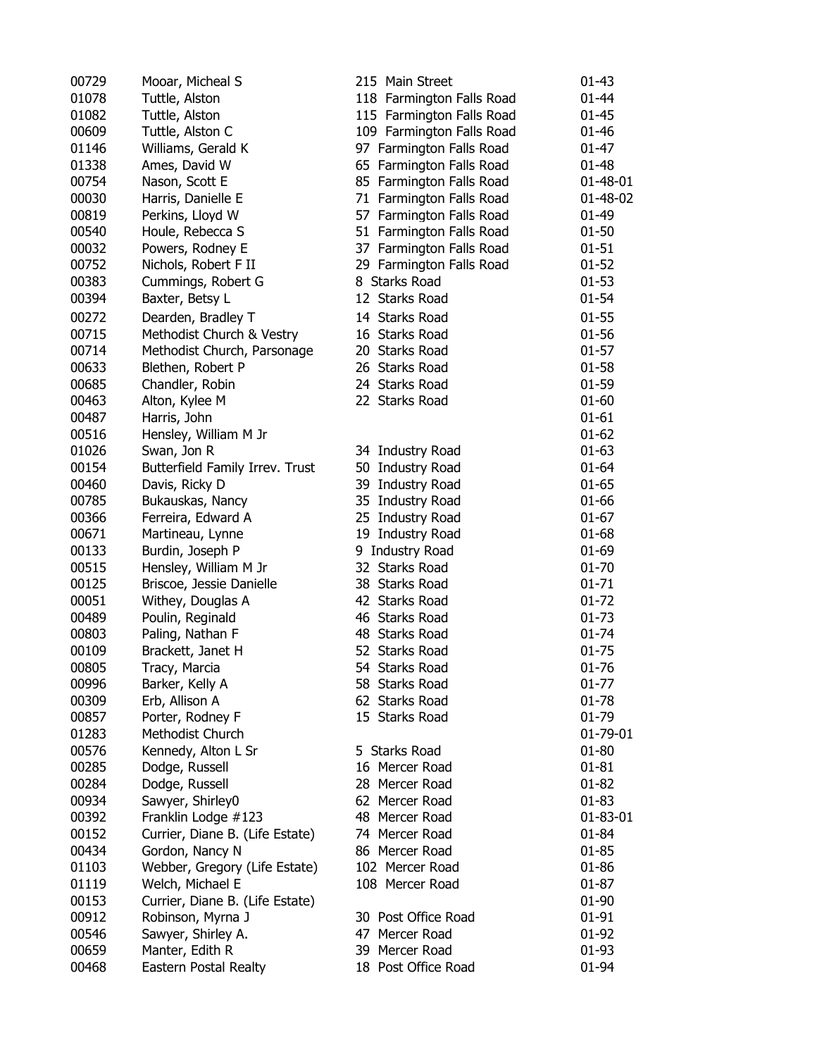| | | | |
|---|---|---|---|
| 00729 | Mooar, Micheal S | 215 Main Street | 01-43 |
| 01078 | Tuttle, Alston | 118 Farmington Falls Road | 01-44 |
| 01082 | Tuttle, Alston | 115 Farmington Falls Road | 01-45 |
| 00609 | Tuttle, Alston C | 109 Farmington Falls Road | 01-46 |
| 01146 | Williams, Gerald K | 97 Farmington Falls Road | 01-47 |
| 01338 | Ames, David W | 65 Farmington Falls Road | 01-48 |
| 00754 | Nason, Scott E | 85 Farmington Falls Road | 01-48-01 |
| 00030 | Harris, Danielle E | 71 Farmington Falls Road | 01-48-02 |
| 00819 | Perkins, Lloyd W | 57 Farmington Falls Road | 01-49 |
| 00540 | Houle, Rebecca S | 51 Farmington Falls Road | 01-50 |
| 00032 | Powers, Rodney E | 37 Farmington Falls Road | 01-51 |
| 00752 | Nichols, Robert F II | 29 Farmington Falls Road | 01-52 |
| 00383 | Cummings, Robert G | 8 Starks Road | 01-53 |
| 00394 | Baxter, Betsy L | 12 Starks Road | 01-54 |
| 00272 | Dearden, Bradley T | 14 Starks Road | 01-55 |
| 00715 | Methodist Church & Vestry | 16 Starks Road | 01-56 |
| 00714 | Methodist Church, Parsonage | 20 Starks Road | 01-57 |
| 00633 | Blethen, Robert P | 26 Starks Road | 01-58 |
| 00685 | Chandler, Robin | 24 Starks Road | 01-59 |
| 00463 | Alton, Kylee M | 22 Starks Road | 01-60 |
| 00487 | Harris, John | | 01-61 |
| 00516 | Hensley, William M Jr | | 01-62 |
| 01026 | Swan, Jon R | 34 Industry Road | 01-63 |
| 00154 | Butterfield Family Irrev. Trust | 50 Industry Road | 01-64 |
| 00460 | Davis, Ricky D | 39 Industry Road | 01-65 |
| 00785 | Bukauskas, Nancy | 35 Industry Road | 01-66 |
| 00366 | Ferreira, Edward A | 25 Industry Road | 01-67 |
| 00671 | Martineau, Lynne | 19 Industry Road | 01-68 |
| 00133 | Burdin, Joseph P | 9 Industry Road | 01-69 |
| 00515 | Hensley, William M Jr | 32 Starks Road | 01-70 |
| 00125 | Briscoe, Jessie Danielle | 38 Starks Road | 01-71 |
| 00051 | Withey, Douglas A | 42 Starks Road | 01-72 |
| 00489 | Poulin, Reginald | 46 Starks Road | 01-73 |
| 00803 | Paling, Nathan F | 48 Starks Road | 01-74 |
| 00109 | Brackett, Janet H | 52 Starks Road | 01-75 |
| 00805 | Tracy, Marcia | 54 Starks Road | 01-76 |
| 00996 | Barker, Kelly A | 58 Starks Road | 01-77 |
| 00309 | Erb, Allison A | 62 Starks Road | 01-78 |
| 00857 | Porter, Rodney F | 15 Starks Road | 01-79 |
| 01283 | Methodist Church | | 01-79-01 |
| 00576 | Kennedy, Alton L Sr | 5 Starks Road | 01-80 |
| 00285 | Dodge, Russell | 16 Mercer Road | 01-81 |
| 00284 | Dodge, Russell | 28 Mercer Road | 01-82 |
| 00934 | Sawyer, Shirley0 | 62 Mercer Road | 01-83 |
| 00392 | Franklin Lodge #123 | 48 Mercer Road | 01-83-01 |
| 00152 | Currier, Diane B. (Life Estate) | 74 Mercer Road | 01-84 |
| 00434 | Gordon, Nancy N | 86 Mercer Road | 01-85 |
| 01103 | Webber, Gregory (Life Estate) | 102 Mercer Road | 01-86 |
| 01119 | Welch, Michael E | 108 Mercer Road | 01-87 |
| 00153 | Currier, Diane B. (Life Estate) | | 01-90 |
| 00912 | Robinson, Myrna J | 30 Post Office Road | 01-91 |
| 00546 | Sawyer, Shirley A. | 47 Mercer Road | 01-92 |
| 00659 | Manter, Edith R | 39 Mercer Road | 01-93 |
| 00468 | Eastern Postal Realty | 18 Post Office Road | 01-94 |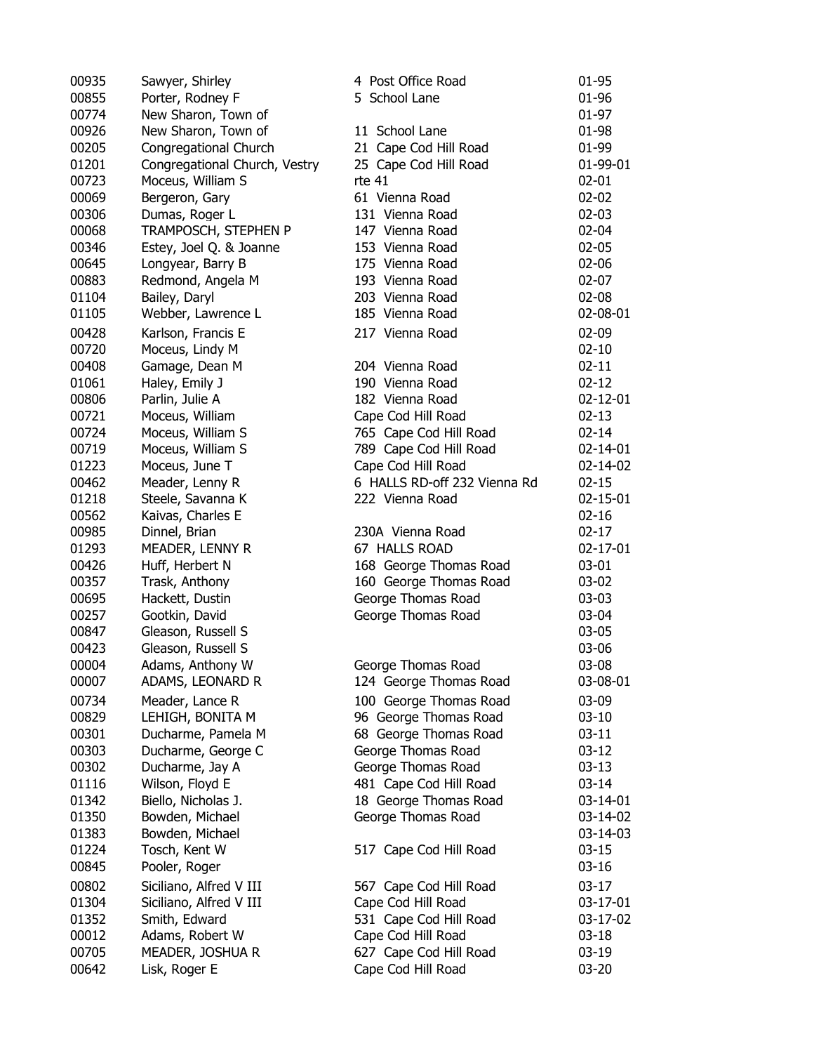| | | | |
|---|---|---|---|
| 00935 | Sawyer, Shirley | 4 Post Office Road | 01-95 |
| 00855 | Porter, Rodney F | 5 School Lane | 01-96 |
| 00774 | New Sharon, Town of | | 01-97 |
| 00926 | New Sharon, Town of | 11 School Lane | 01-98 |
| 00205 | Congregational Church | 21 Cape Cod Hill Road | 01-99 |
| 01201 | Congregational Church, Vestry | 25 Cape Cod Hill Road | 01-99-01 |
| 00723 | Moceus, William S | rte 41 | 02-01 |
| 00069 | Bergeron, Gary | 61 Vienna Road | 02-02 |
| 00306 | Dumas, Roger L | 131 Vienna Road | 02-03 |
| 00068 | TRAMPOSCH, STEPHEN P | 147 Vienna Road | 02-04 |
| 00346 | Estey, Joel Q. & Joanne | 153 Vienna Road | 02-05 |
| 00645 | Longyear, Barry B | 175 Vienna Road | 02-06 |
| 00883 | Redmond, Angela M | 193 Vienna Road | 02-07 |
| 01104 | Bailey, Daryl | 203 Vienna Road | 02-08 |
| 01105 | Webber, Lawrence L | 185 Vienna Road | 02-08-01 |
| 00428 | Karlson, Francis E | 217 Vienna Road | 02-09 |
| 00720 | Moceus, Lindy M | | 02-10 |
| 00408 | Gamage, Dean M | 204 Vienna Road | 02-11 |
| 01061 | Haley, Emily J | 190 Vienna Road | 02-12 |
| 00806 | Parlin, Julie A | 182 Vienna Road | 02-12-01 |
| 00721 | Moceus, William | Cape Cod Hill Road | 02-13 |
| 00724 | Moceus, William S | 765 Cape Cod Hill Road | 02-14 |
| 00719 | Moceus, William S | 789 Cape Cod Hill Road | 02-14-01 |
| 01223 | Moceus, June T | Cape Cod Hill Road | 02-14-02 |
| 00462 | Meader, Lenny R | 6 HALLS RD-off 232 Vienna Rd | 02-15 |
| 01218 | Steele, Savanna K | 222 Vienna Road | 02-15-01 |
| 00562 | Kaivas, Charles E | | 02-16 |
| 00985 | Dinnel, Brian | 230A Vienna Road | 02-17 |
| 01293 | MEADER, LENNY R | 67 HALLS ROAD | 02-17-01 |
| 00426 | Huff, Herbert N | 168 George Thomas Road | 03-01 |
| 00357 | Trask, Anthony | 160 George Thomas Road | 03-02 |
| 00695 | Hackett, Dustin | George Thomas Road | 03-03 |
| 00257 | Gootkin, David | George Thomas Road | 03-04 |
| 00847 | Gleason, Russell S | | 03-05 |
| 00423 | Gleason, Russell S | | 03-06 |
| 00004 | Adams, Anthony W | George Thomas Road | 03-08 |
| 00007 | ADAMS, LEONARD R | 124 George Thomas Road | 03-08-01 |
| 00734 | Meader, Lance R | 100 George Thomas Road | 03-09 |
| 00829 | LEHIGH, BONITA M | 96 George Thomas Road | 03-10 |
| 00301 | Ducharme, Pamela M | 68 George Thomas Road | 03-11 |
| 00303 | Ducharme, George C | George Thomas Road | 03-12 |
| 00302 | Ducharme, Jay A | George Thomas Road | 03-13 |
| 01116 | Wilson, Floyd E | 481 Cape Cod Hill Road | 03-14 |
| 01342 | Biello, Nicholas J. | 18 George Thomas Road | 03-14-01 |
| 01350 | Bowden, Michael | George Thomas Road | 03-14-02 |
| 01383 | Bowden, Michael | | 03-14-03 |
| 01224 | Tosch, Kent W | 517 Cape Cod Hill Road | 03-15 |
| 00845 | Pooler, Roger | | 03-16 |
| 00802 | Siciliano, Alfred V III | 567 Cape Cod Hill Road | 03-17 |
| 01304 | Siciliano, Alfred V III | Cape Cod Hill Road | 03-17-01 |
| 01352 | Smith, Edward | 531 Cape Cod Hill Road | 03-17-02 |
| 00012 | Adams, Robert W | Cape Cod Hill Road | 03-18 |
| 00705 | MEADER, JOSHUA R | 627 Cape Cod Hill Road | 03-19 |
| 00642 | Lisk, Roger E | Cape Cod Hill Road | 03-20 |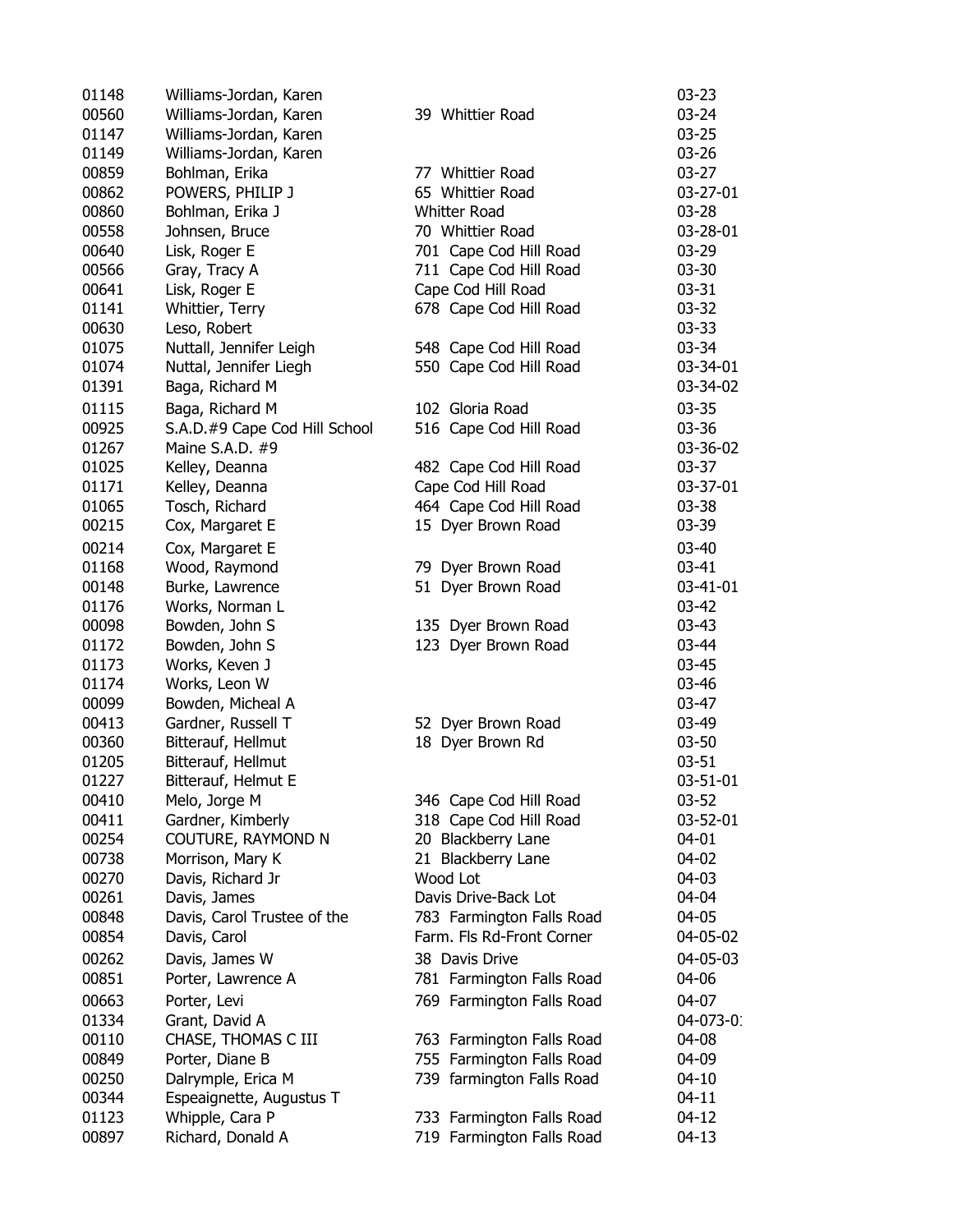| | | | |
|---|---|---|---|
| 01148 | Williams-Jordan, Karen | | 03-23 |
| 00560 | Williams-Jordan, Karen | 39 Whittier Road | 03-24 |
| 01147 | Williams-Jordan, Karen | | 03-25 |
| 01149 | Williams-Jordan, Karen | | 03-26 |
| 00859 | Bohlman, Erika | 77 Whittier Road | 03-27 |
| 00862 | POWERS, PHILIP J | 65 Whittier Road | 03-27-01 |
| 00860 | Bohlman, Erika J | Whitter Road | 03-28 |
| 00558 | Johnsen, Bruce | 70 Whittier Road | 03-28-01 |
| 00640 | Lisk, Roger E | 701 Cape Cod Hill Road | 03-29 |
| 00566 | Gray, Tracy A | 711 Cape Cod Hill Road | 03-30 |
| 00641 | Lisk, Roger E | Cape Cod Hill Road | 03-31 |
| 01141 | Whittier, Terry | 678 Cape Cod Hill Road | 03-32 |
| 00630 | Leso, Robert | | 03-33 |
| 01075 | Nuttall, Jennifer Leigh | 548 Cape Cod Hill Road | 03-34 |
| 01074 | Nuttal, Jennifer Liegh | 550 Cape Cod Hill Road | 03-34-01 |
| 01391 | Baga, Richard M | | 03-34-02 |
| 01115 | Baga, Richard M | 102 Gloria Road | 03-35 |
| 00925 | S.A.D.#9 Cape Cod Hill School | 516 Cape Cod Hill Road | 03-36 |
| 01267 | Maine S.A.D. #9 | | 03-36-02 |
| 01025 | Kelley, Deanna | 482 Cape Cod Hill Road | 03-37 |
| 01171 | Kelley, Deanna | Cape Cod Hill Road | 03-37-01 |
| 01065 | Tosch, Richard | 464 Cape Cod Hill Road | 03-38 |
| 00215 | Cox, Margaret E | 15 Dyer Brown Road | 03-39 |
| 00214 | Cox, Margaret E | | 03-40 |
| 01168 | Wood, Raymond | 79 Dyer Brown Road | 03-41 |
| 00148 | Burke, Lawrence | 51 Dyer Brown Road | 03-41-01 |
| 01176 | Works, Norman L | | 03-42 |
| 00098 | Bowden, John S | 135 Dyer Brown Road | 03-43 |
| 01172 | Bowden, John S | 123 Dyer Brown Road | 03-44 |
| 01173 | Works, Keven J | | 03-45 |
| 01174 | Works, Leon W | | 03-46 |
| 00099 | Bowden, Micheal A | | 03-47 |
| 00413 | Gardner, Russell T | 52 Dyer Brown Road | 03-49 |
| 00360 | Bitterauf, Hellmut | 18 Dyer Brown Rd | 03-50 |
| 01205 | Bitterauf, Hellmut | | 03-51 |
| 01227 | Bitterauf, Helmut E | | 03-51-01 |
| 00410 | Melo, Jorge M | 346 Cape Cod Hill Road | 03-52 |
| 00411 | Gardner, Kimberly | 318 Cape Cod Hill Road | 03-52-01 |
| 00254 | COUTURE, RAYMOND N | 20 Blackberry Lane | 04-01 |
| 00738 | Morrison, Mary K | 21 Blackberry Lane | 04-02 |
| 00270 | Davis, Richard Jr | Wood Lot | 04-03 |
| 00261 | Davis, James | Davis Drive-Back Lot | 04-04 |
| 00848 | Davis, Carol Trustee of the | 783 Farmington Falls Road | 04-05 |
| 00854 | Davis, Carol | Farm. Fls Rd-Front Corner | 04-05-02 |
| 00262 | Davis, James W | 38 Davis Drive | 04-05-03 |
| 00851 | Porter, Lawrence A | 781 Farmington Falls Road | 04-06 |
| 00663 | Porter, Levi | 769 Farmington Falls Road | 04-07 |
| 01334 | Grant, David A | | 04-073-0 |
| 00110 | CHASE, THOMAS C III | 763 Farmington Falls Road | 04-08 |
| 00849 | Porter, Diane B | 755 Farmington Falls Road | 04-09 |
| 00250 | Dalrymple, Erica M | 739 farmington Falls Road | 04-10 |
| 00344 | Espeaignette, Augustus T | | 04-11 |
| 01123 | Whipple, Cara P | 733 Farmington Falls Road | 04-12 |
| 00897 | Richard, Donald A | 719 Farmington Falls Road | 04-13 |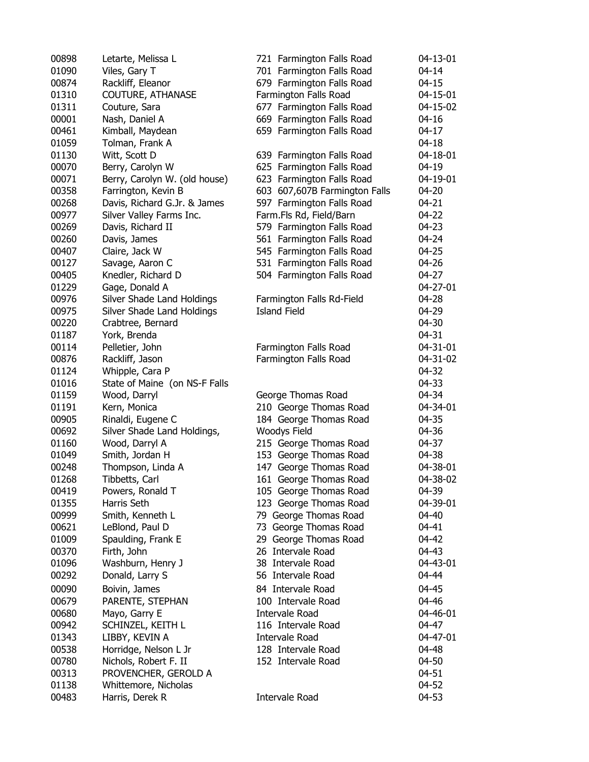| | | | |
|---|---|---|---|
| 00898 | Letarte, Melissa L | 721 Farmington Falls Road | 04-13-01 |
| 01090 | Viles, Gary T | 701 Farmington Falls Road | 04-14 |
| 00874 | Rackliff, Eleanor | 679 Farmington Falls Road | 04-15 |
| 01310 | COUTURE, ATHANASE | Farmington Falls Road | 04-15-01 |
| 01311 | Couture, Sara | 677 Farmington Falls Road | 04-15-02 |
| 00001 | Nash, Daniel A | 669 Farmington Falls Road | 04-16 |
| 00461 | Kimball, Maydean | 659 Farmington Falls Road | 04-17 |
| 01059 | Tolman, Frank A | | 04-18 |
| 01130 | Witt, Scott D | 639 Farmington Falls Road | 04-18-01 |
| 00070 | Berry, Carolyn W | 625 Farmington Falls Road | 04-19 |
| 00071 | Berry, Carolyn W. (old house) | 623 Farmington Falls Road | 04-19-01 |
| 00358 | Farrington, Kevin B | 603 607,607B Farmington Falls | 04-20 |
| 00268 | Davis, Richard G.Jr. & James | 597 Farmington Falls Road | 04-21 |
| 00977 | Silver Valley Farms Inc. | Farm.Fls Rd, Field/Barn | 04-22 |
| 00269 | Davis, Richard II | 579 Farmington Falls Road | 04-23 |
| 00260 | Davis, James | 561 Farmington Falls Road | 04-24 |
| 00407 | Claire, Jack W | 545 Farmington Falls Road | 04-25 |
| 00127 | Savage, Aaron C | 531 Farmington Falls Road | 04-26 |
| 00405 | Knedler, Richard D | 504 Farmington Falls Road | 04-27 |
| 01229 | Gage, Donald A | | 04-27-01 |
| 00976 | Silver Shade Land Holdings | Farmington Falls Rd-Field | 04-28 |
| 00975 | Silver Shade Land Holdings | Island Field | 04-29 |
| 00220 | Crabtree, Bernard | | 04-30 |
| 01187 | York, Brenda | | 04-31 |
| 00114 | Pelletier, John | Farmington Falls Road | 04-31-01 |
| 00876 | Rackliff, Jason | Farmington Falls Road | 04-31-02 |
| 01124 | Whipple, Cara P | | 04-32 |
| 01016 | State of Maine (on NS-F Falls | | 04-33 |
| 01159 | Wood, Darryl | George Thomas Road | 04-34 |
| 01191 | Kern, Monica | 210 George Thomas Road | 04-34-01 |
| 00905 | Rinaldi, Eugene C | 184 George Thomas Road | 04-35 |
| 00692 | Silver Shade Land Holdings, | Woodys Field | 04-36 |
| 01160 | Wood, Darryl A | 215 George Thomas Road | 04-37 |
| 01049 | Smith, Jordan H | 153 George Thomas Road | 04-38 |
| 00248 | Thompson, Linda A | 147 George Thomas Road | 04-38-01 |
| 01268 | Tibbetts, Carl | 161 George Thomas Road | 04-38-02 |
| 00419 | Powers, Ronald T | 105 George Thomas Road | 04-39 |
| 01355 | Harris Seth | 123 George Thomas Road | 04-39-01 |
| 00999 | Smith, Kenneth L | 79 George Thomas Road | 04-40 |
| 00621 | LeBlond, Paul D | 73 George Thomas Road | 04-41 |
| 01009 | Spaulding, Frank E | 29 George Thomas Road | 04-42 |
| 00370 | Firth, John | 26 Intervale Road | 04-43 |
| 01096 | Washburn, Henry J | 38 Intervale Road | 04-43-01 |
| 00292 | Donald, Larry S | 56 Intervale Road | 04-44 |
| 00090 | Boivin, James | 84 Intervale Road | 04-45 |
| 00679 | PARENTE, STEPHAN | 100 Intervale Road | 04-46 |
| 00680 | Mayo, Garry E | Intervale Road | 04-46-01 |
| 00942 | SCHINZEL, KEITH L | 116 Intervale Road | 04-47 |
| 01343 | LIBBY, KEVIN A | Intervale Road | 04-47-01 |
| 00538 | Horridge, Nelson L Jr | 128 Intervale Road | 04-48 |
| 00780 | Nichols, Robert F. II | 152 Intervale Road | 04-50 |
| 00313 | PROVENCHER, GEROLD A | | 04-51 |
| 01138 | Whittemore, Nicholas | | 04-52 |
| 00483 | Harris, Derek R | Intervale Road | 04-53 |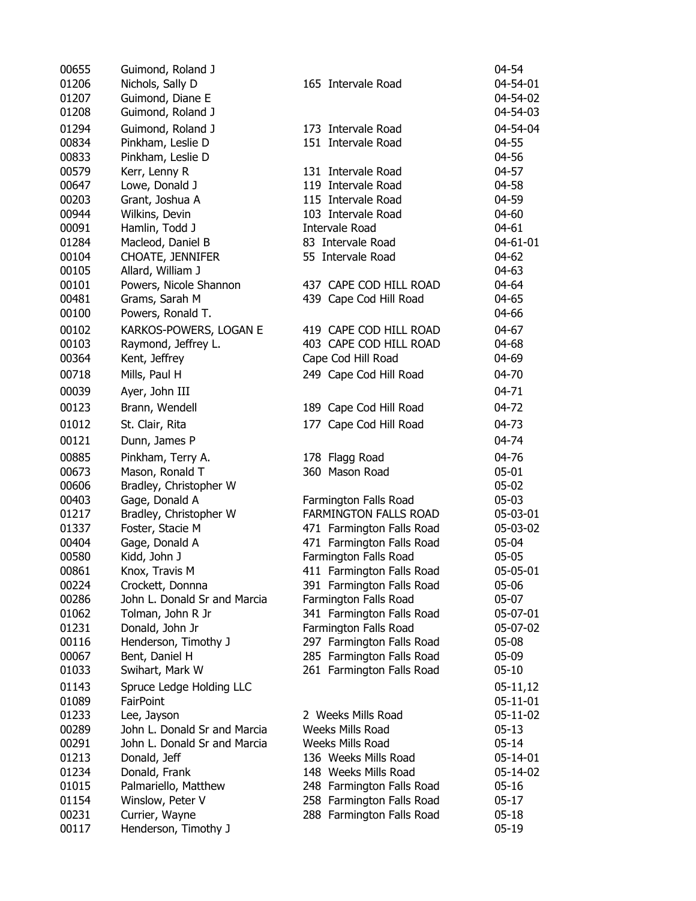| | | | |
|---|---|---|---|
| 00655 | Guimond, Roland J | | 04-54 |
| 01206 | Nichols, Sally D | 165 Intervale Road | 04-54-01 |
| 01207 | Guimond, Diane E | | 04-54-02 |
| 01208 | Guimond, Roland J | | 04-54-03 |
| 01294 | Guimond, Roland J | 173 Intervale Road | 04-54-04 |
| 00834 | Pinkham, Leslie D | 151 Intervale Road | 04-55 |
| 00833 | Pinkham, Leslie D | | 04-56 |
| 00579 | Kerr, Lenny R | 131 Intervale Road | 04-57 |
| 00647 | Lowe, Donald J | 119 Intervale Road | 04-58 |
| 00203 | Grant, Joshua A | 115 Intervale Road | 04-59 |
| 00944 | Wilkins, Devin | 103 Intervale Road | 04-60 |
| 00091 | Hamlin, Todd J | Intervale Road | 04-61 |
| 01284 | Macleod, Daniel B | 83 Intervale Road | 04-61-01 |
| 00104 | CHOATE, JENNIFER | 55 Intervale Road | 04-62 |
| 00105 | Allard, William J | | 04-63 |
| 00101 | Powers, Nicole Shannon | 437 CAPE COD HILL ROAD | 04-64 |
| 00481 | Grams, Sarah M | 439 Cape Cod Hill Road | 04-65 |
| 00100 | Powers, Ronald T. | | 04-66 |
| 00102 | KARKOS-POWERS, LOGAN E | 419 CAPE COD HILL ROAD | 04-67 |
| 00103 | Raymond, Jeffrey L. | 403 CAPE COD HILL ROAD | 04-68 |
| 00364 | Kent, Jeffrey | Cape Cod Hill Road | 04-69 |
| 00718 | Mills, Paul H | 249 Cape Cod Hill Road | 04-70 |
| 00039 | Ayer, John III | | 04-71 |
| 00123 | Brann, Wendell | 189 Cape Cod Hill Road | 04-72 |
| 01012 | St. Clair, Rita | 177 Cape Cod Hill Road | 04-73 |
| 00121 | Dunn, James P | | 04-74 |
| 00885 | Pinkham, Terry A. | 178 Flagg Road | 04-76 |
| 00673 | Mason, Ronald T | 360 Mason Road | 05-01 |
| 00606 | Bradley, Christopher W | | 05-02 |
| 00403 | Gage, Donald A | Farmington Falls Road | 05-03 |
| 01217 | Bradley, Christopher W | FARMINGTON FALLS ROAD | 05-03-01 |
| 01337 | Foster, Stacie M | 471 Farmington Falls Road | 05-03-02 |
| 00404 | Gage, Donald A | 471 Farmington Falls Road | 05-04 |
| 00580 | Kidd, John J | Farmington Falls Road | 05-05 |
| 00861 | Knox, Travis M | 411 Farmington Falls Road | 05-05-01 |
| 00224 | Crockett, Donnna | 391 Farmington Falls Road | 05-06 |
| 00286 | John L. Donald Sr and Marcia | Farmington Falls Road | 05-07 |
| 01062 | Tolman, John R Jr | 341 Farmington Falls Road | 05-07-01 |
| 01231 | Donald, John Jr | Farmington Falls Road | 05-07-02 |
| 00116 | Henderson, Timothy J | 297 Farmington Falls Road | 05-08 |
| 00067 | Bent, Daniel H | 285 Farmington Falls Road | 05-09 |
| 01033 | Swihart, Mark W | 261 Farmington Falls Road | 05-10 |
| 01143 | Spruce Ledge Holding LLC | | 05-11,12 |
| 01089 | FairPoint | | 05-11-01 |
| 01233 | Lee, Jayson | 2 Weeks Mills Road | 05-11-02 |
| 00289 | John L. Donald Sr and Marcia | Weeks Mills Road | 05-13 |
| 00291 | John L. Donald Sr and Marcia | Weeks Mills Road | 05-14 |
| 01213 | Donald, Jeff | 136 Weeks Mills Road | 05-14-01 |
| 01234 | Donald, Frank | 148 Weeks Mills Road | 05-14-02 |
| 01015 | Palmariello, Matthew | 248 Farmington Falls Road | 05-16 |
| 01154 | Winslow, Peter V | 258 Farmington Falls Road | 05-17 |
| 00231 | Currier, Wayne | 288 Farmington Falls Road | 05-18 |
| 00117 | Henderson, Timothy J | | 05-19 |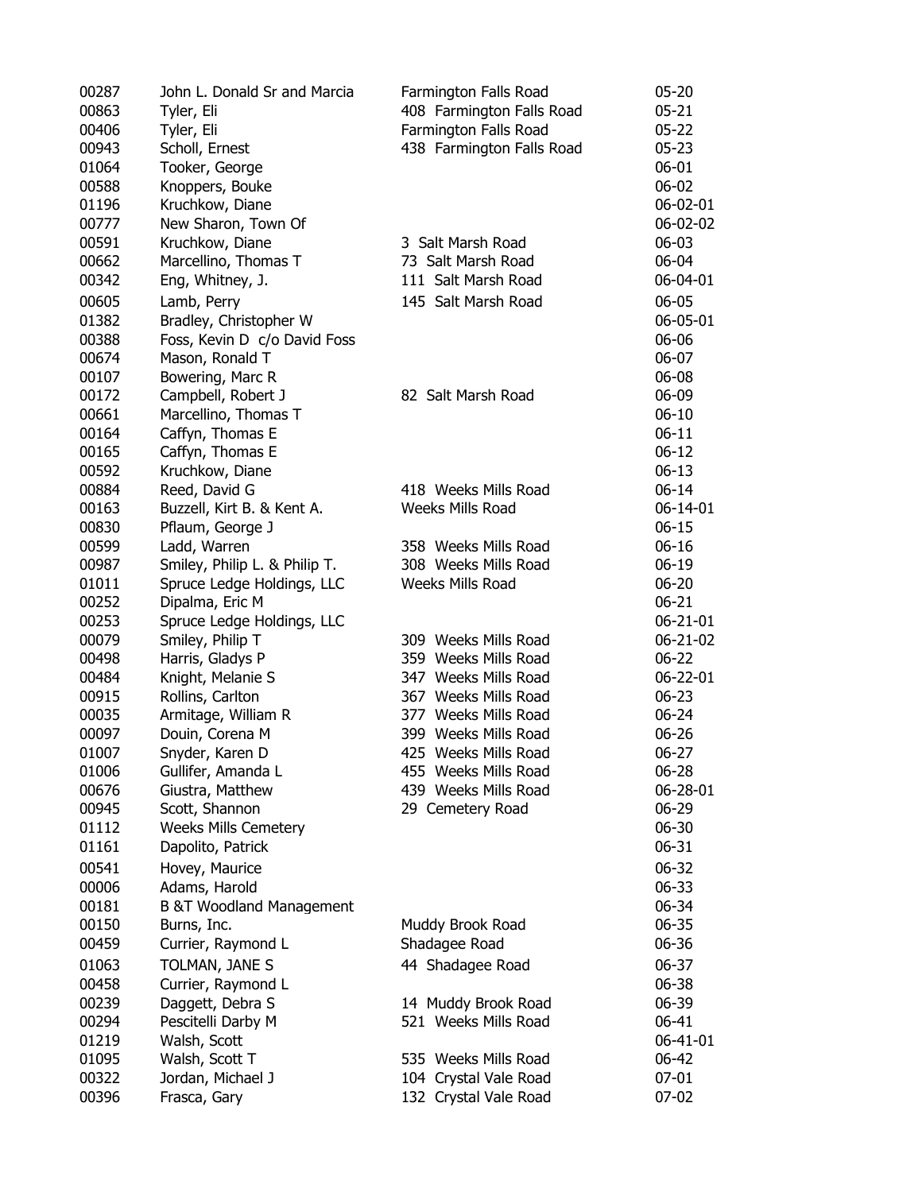| | | | |
|---|---|---|---|
| 00287 | John L. Donald Sr and Marcia | Farmington Falls Road | 05-20 |
| 00863 | Tyler, Eli | 408 Farmington Falls Road | 05-21 |
| 00406 | Tyler, Eli | Farmington Falls Road | 05-22 |
| 00943 | Scholl, Ernest | 438 Farmington Falls Road | 05-23 |
| 01064 | Tooker, George | | 06-01 |
| 00588 | Knoppers, Bouke | | 06-02 |
| 01196 | Kruchkow, Diane | | 06-02-01 |
| 00777 | New Sharon, Town Of | | 06-02-02 |
| 00591 | Kruchkow, Diane | 3 Salt Marsh Road | 06-03 |
| 00662 | Marcellino, Thomas T | 73 Salt Marsh Road | 06-04 |
| 00342 | Eng, Whitney, J. | 111 Salt Marsh Road | 06-04-01 |
| 00605 | Lamb, Perry | 145 Salt Marsh Road | 06-05 |
| 01382 | Bradley, Christopher W | | 06-05-01 |
| 00388 | Foss, Kevin D c/o David Foss | | 06-06 |
| 00674 | Mason, Ronald T | | 06-07 |
| 00107 | Bowering, Marc R | | 06-08 |
| 00172 | Campbell, Robert J | 82 Salt Marsh Road | 06-09 |
| 00661 | Marcellino, Thomas T | | 06-10 |
| 00164 | Caffyn, Thomas E | | 06-11 |
| 00165 | Caffyn, Thomas E | | 06-12 |
| 00592 | Kruchkow, Diane | | 06-13 |
| 00884 | Reed, David G | 418 Weeks Mills Road | 06-14 |
| 00163 | Buzzell, Kirt B. & Kent A. | Weeks Mills Road | 06-14-01 |
| 00830 | Pflaum, George J | | 06-15 |
| 00599 | Ladd, Warren | 358 Weeks Mills Road | 06-16 |
| 00987 | Smiley, Philip L. & Philip T. | 308 Weeks Mills Road | 06-19 |
| 01011 | Spruce Ledge Holdings, LLC | Weeks Mills Road | 06-20 |
| 00252 | Dipalma, Eric M | | 06-21 |
| 00253 | Spruce Ledge Holdings, LLC | | 06-21-01 |
| 00079 | Smiley, Philip T | 309 Weeks Mills Road | 06-21-02 |
| 00498 | Harris, Gladys P | 359 Weeks Mills Road | 06-22 |
| 00484 | Knight, Melanie S | 347 Weeks Mills Road | 06-22-01 |
| 00915 | Rollins, Carlton | 367 Weeks Mills Road | 06-23 |
| 00035 | Armitage, William R | 377 Weeks Mills Road | 06-24 |
| 00097 | Douin, Corena M | 399 Weeks Mills Road | 06-26 |
| 01007 | Snyder, Karen D | 425 Weeks Mills Road | 06-27 |
| 01006 | Gullifer, Amanda L | 455 Weeks Mills Road | 06-28 |
| 00676 | Giustra, Matthew | 439 Weeks Mills Road | 06-28-01 |
| 00945 | Scott, Shannon | 29 Cemetery Road | 06-29 |
| 01112 | Weeks Mills Cemetery | | 06-30 |
| 01161 | Dapolito, Patrick | | 06-31 |
| 00541 | Hovey, Maurice | | 06-32 |
| 00006 | Adams, Harold | | 06-33 |
| 00181 | B &T Woodland Management | | 06-34 |
| 00150 | Burns, Inc. | Muddy Brook Road | 06-35 |
| 00459 | Currier, Raymond L | Shadagee Road | 06-36 |
| 01063 | TOLMAN, JANE S | 44 Shadagee Road | 06-37 |
| 00458 | Currier, Raymond L | | 06-38 |
| 00239 | Daggett, Debra S | 14 Muddy Brook Road | 06-39 |
| 00294 | Pescitelli Darby M | 521 Weeks Mills Road | 06-41 |
| 01219 | Walsh, Scott | | 06-41-01 |
| 01095 | Walsh, Scott T | 535 Weeks Mills Road | 06-42 |
| 00322 | Jordan, Michael J | 104 Crystal Vale Road | 07-01 |
| 00396 | Frasca, Gary | 132 Crystal Vale Road | 07-02 |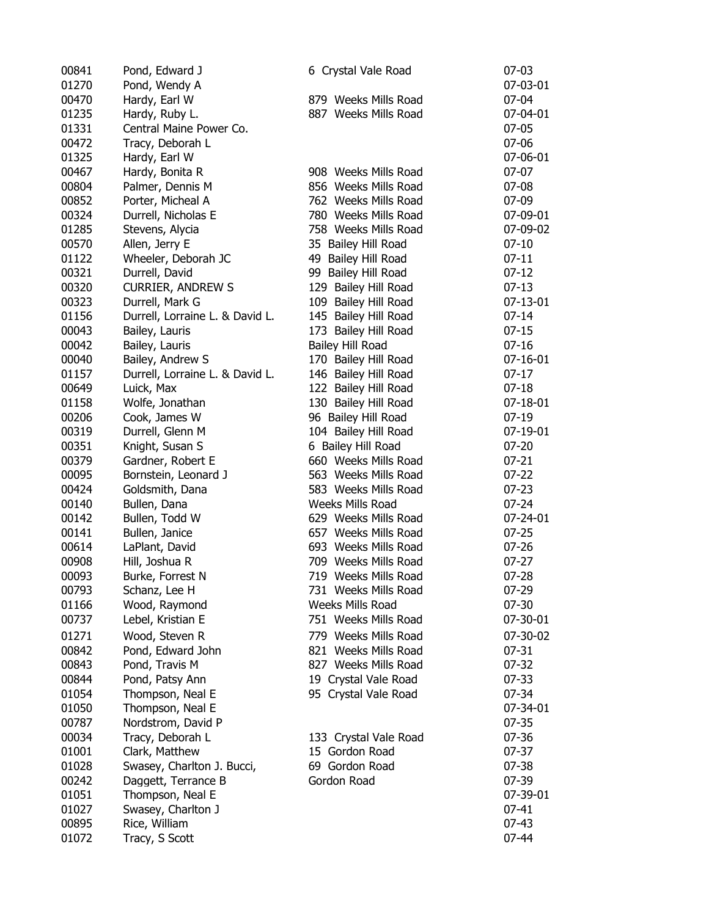| | | | |
|---|---|---|---|
| 00841 | Pond, Edward J | 6 Crystal Vale Road | 07-03 |
| 01270 | Pond, Wendy A | | 07-03-01 |
| 00470 | Hardy, Earl W | 879 Weeks Mills Road | 07-04 |
| 01235 | Hardy, Ruby L. | 887 Weeks Mills Road | 07-04-01 |
| 01331 | Central Maine Power Co. | | 07-05 |
| 00472 | Tracy, Deborah L | | 07-06 |
| 01325 | Hardy, Earl W | | 07-06-01 |
| 00467 | Hardy, Bonita R | 908 Weeks Mills Road | 07-07 |
| 00804 | Palmer, Dennis M | 856 Weeks Mills Road | 07-08 |
| 00852 | Porter, Micheal A | 762 Weeks Mills Road | 07-09 |
| 00324 | Durrell, Nicholas E | 780 Weeks Mills Road | 07-09-01 |
| 01285 | Stevens, Alycia | 758 Weeks Mills Road | 07-09-02 |
| 00570 | Allen, Jerry E | 35 Bailey Hill Road | 07-10 |
| 01122 | Wheeler, Deborah JC | 49 Bailey Hill Road | 07-11 |
| 00321 | Durrell, David | 99 Bailey Hill Road | 07-12 |
| 00320 | CURRIER, ANDREW S | 129 Bailey Hill Road | 07-13 |
| 00323 | Durrell, Mark G | 109 Bailey Hill Road | 07-13-01 |
| 01156 | Durrell, Lorraine L. & David L. | 145 Bailey Hill Road | 07-14 |
| 00043 | Bailey, Lauris | 173 Bailey Hill Road | 07-15 |
| 00042 | Bailey, Lauris | Bailey Hill Road | 07-16 |
| 00040 | Bailey, Andrew S | 170 Bailey Hill Road | 07-16-01 |
| 01157 | Durrell, Lorraine L. & David L. | 146 Bailey Hill Road | 07-17 |
| 00649 | Luick, Max | 122 Bailey Hill Road | 07-18 |
| 01158 | Wolfe, Jonathan | 130 Bailey Hill Road | 07-18-01 |
| 00206 | Cook, James W | 96 Bailey Hill Road | 07-19 |
| 00319 | Durrell, Glenn M | 104 Bailey Hill Road | 07-19-01 |
| 00351 | Knight, Susan S | 6 Bailey Hill Road | 07-20 |
| 00379 | Gardner, Robert E | 660 Weeks Mills Road | 07-21 |
| 00095 | Bornstein, Leonard J | 563 Weeks Mills Road | 07-22 |
| 00424 | Goldsmith, Dana | 583 Weeks Mills Road | 07-23 |
| 00140 | Bullen, Dana | Weeks Mills Road | 07-24 |
| 00142 | Bullen, Todd W | 629 Weeks Mills Road | 07-24-01 |
| 00141 | Bullen, Janice | 657 Weeks Mills Road | 07-25 |
| 00614 | LaPlant, David | 693 Weeks Mills Road | 07-26 |
| 00908 | Hill, Joshua R | 709 Weeks Mills Road | 07-27 |
| 00093 | Burke, Forrest N | 719 Weeks Mills Road | 07-28 |
| 00793 | Schanz, Lee H | 731 Weeks Mills Road | 07-29 |
| 01166 | Wood, Raymond | Weeks Mills Road | 07-30 |
| 00737 | Lebel, Kristian E | 751 Weeks Mills Road | 07-30-01 |
| 01271 | Wood, Steven R | 779 Weeks Mills Road | 07-30-02 |
| 00842 | Pond, Edward John | 821 Weeks Mills Road | 07-31 |
| 00843 | Pond, Travis M | 827 Weeks Mills Road | 07-32 |
| 00844 | Pond, Patsy Ann | 19 Crystal Vale Road | 07-33 |
| 01054 | Thompson, Neal E | 95 Crystal Vale Road | 07-34 |
| 01050 | Thompson, Neal E | | 07-34-01 |
| 00787 | Nordstrom, David P | | 07-35 |
| 00034 | Tracy, Deborah L | 133 Crystal Vale Road | 07-36 |
| 01001 | Clark, Matthew | 15 Gordon Road | 07-37 |
| 01028 | Swasey, Charlton J. Bucci, | 69 Gordon Road | 07-38 |
| 00242 | Daggett, Terrance B | Gordon Road | 07-39 |
| 01051 | Thompson, Neal E | | 07-39-01 |
| 01027 | Swasey, Charlton J | | 07-41 |
| 00895 | Rice, William | | 07-43 |
| 01072 | Tracy, S Scott | | 07-44 |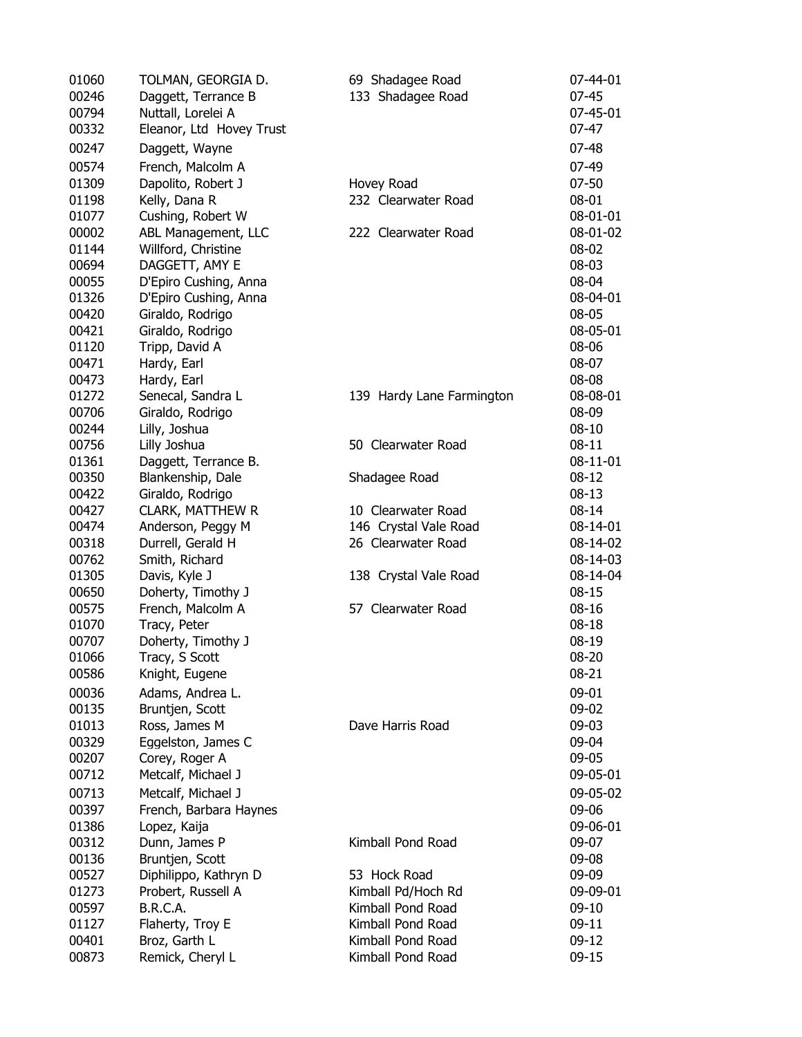| | | | |
|---|---|---|---|
| 01060 | TOLMAN, GEORGIA D. | 69 Shadagee Road | 07-44-01 |
| 00246 | Daggett, Terrance B | 133 Shadagee Road | 07-45 |
| 00794 | Nuttall, Lorelei A | | 07-45-01 |
| 00332 | Eleanor, Ltd Hovey Trust | | 07-47 |
| 00247 | Daggett, Wayne | | 07-48 |
| 00574 | French, Malcolm A | | 07-49 |
| 01309 | Dapolito, Robert J | Hovey Road | 07-50 |
| 01198 | Kelly, Dana R | 232 Clearwater Road | 08-01 |
| 01077 | Cushing, Robert W | | 08-01-01 |
| 00002 | ABL Management, LLC | 222 Clearwater Road | 08-01-02 |
| 01144 | Willford, Christine | | 08-02 |
| 00694 | DAGGETT, AMY E | | 08-03 |
| 00055 | D'Epiro Cushing, Anna | | 08-04 |
| 01326 | D'Epiro Cushing, Anna | | 08-04-01 |
| 00420 | Giraldo, Rodrigo | | 08-05 |
| 00421 | Giraldo, Rodrigo | | 08-05-01 |
| 01120 | Tripp, David A | | 08-06 |
| 00471 | Hardy, Earl | | 08-07 |
| 00473 | Hardy, Earl | | 08-08 |
| 01272 | Senecal, Sandra L | 139 Hardy Lane Farmington | 08-08-01 |
| 00706 | Giraldo, Rodrigo | | 08-09 |
| 00244 | Lilly, Joshua | | 08-10 |
| 00756 | Lilly Joshua | 50 Clearwater Road | 08-11 |
| 01361 | Daggett, Terrance B. | | 08-11-01 |
| 00350 | Blankenship, Dale | Shadagee Road | 08-12 |
| 00422 | Giraldo, Rodrigo | | 08-13 |
| 00427 | CLARK, MATTHEW R | 10 Clearwater Road | 08-14 |
| 00474 | Anderson, Peggy M | 146 Crystal Vale Road | 08-14-01 |
| 00318 | Durrell, Gerald H | 26 Clearwater Road | 08-14-02 |
| 00762 | Smith, Richard | | 08-14-03 |
| 01305 | Davis, Kyle J | 138 Crystal Vale Road | 08-14-04 |
| 00650 | Doherty, Timothy J | | 08-15 |
| 00575 | French, Malcolm A | 57 Clearwater Road | 08-16 |
| 01070 | Tracy, Peter | | 08-18 |
| 00707 | Doherty, Timothy J | | 08-19 |
| 01066 | Tracy, S Scott | | 08-20 |
| 00586 | Knight, Eugene | | 08-21 |
| 00036 | Adams, Andrea L. | | 09-01 |
| 00135 | Bruntjen, Scott | | 09-02 |
| 01013 | Ross, James M | Dave Harris Road | 09-03 |
| 00329 | Eggelston, James C | | 09-04 |
| 00207 | Corey, Roger A | | 09-05 |
| 00712 | Metcalf, Michael J | | 09-05-01 |
| 00713 | Metcalf, Michael J | | 09-05-02 |
| 00397 | French, Barbara Haynes | | 09-06 |
| 01386 | Lopez, Kaija | | 09-06-01 |
| 00312 | Dunn, James P | Kimball Pond Road | 09-07 |
| 00136 | Bruntjen, Scott | | 09-08 |
| 00527 | Diphilippo, Kathryn D | 53 Hock Road | 09-09 |
| 01273 | Probert, Russell A | Kimball Pd/Hoch Rd | 09-09-01 |
| 00597 | B.R.C.A. | Kimball Pond Road | 09-10 |
| 01127 | Flaherty, Troy E | Kimball Pond Road | 09-11 |
| 00401 | Broz, Garth L | Kimball Pond Road | 09-12 |
| 00873 | Remick, Cheryl L | Kimball Pond Road | 09-15 |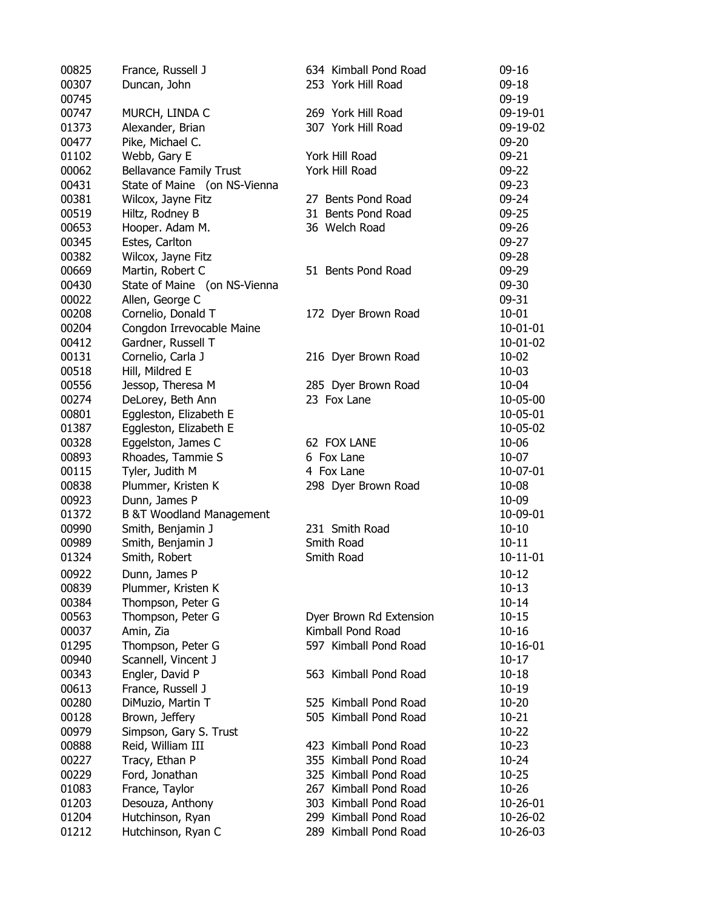| | | | |
|---|---|---|---|
| 00825 | France, Russell J | 634 Kimball Pond Road | 09-16 |
| 00307 | Duncan, John | 253 York Hill Road | 09-18 |
| 00745 | | | 09-19 |
| 00747 | MURCH, LINDA C | 269 York Hill Road | 09-19-01 |
| 01373 | Alexander, Brian | 307 York Hill Road | 09-19-02 |
| 00477 | Pike, Michael C. | | 09-20 |
| 01102 | Webb, Gary E | York Hill Road | 09-21 |
| 00062 | Bellavance Family Trust | York Hill Road | 09-22 |
| 00431 | State of Maine (on NS-Vienna | | 09-23 |
| 00381 | Wilcox, Jayne Fitz | 27 Bents Pond Road | 09-24 |
| 00519 | Hiltz, Rodney B | 31 Bents Pond Road | 09-25 |
| 00653 | Hooper. Adam M. | 36 Welch Road | 09-26 |
| 00345 | Estes, Carlton | | 09-27 |
| 00382 | Wilcox, Jayne Fitz | | 09-28 |
| 00669 | Martin, Robert C | 51 Bents Pond Road | 09-29 |
| 00430 | State of Maine (on NS-Vienna | | 09-30 |
| 00022 | Allen, George C | | 09-31 |
| 00208 | Cornelio, Donald T | 172 Dyer Brown Road | 10-01 |
| 00204 | Congdon Irrevocable Maine | | 10-01-01 |
| 00412 | Gardner, Russell T | | 10-01-02 |
| 00131 | Cornelio, Carla J | 216 Dyer Brown Road | 10-02 |
| 00518 | Hill, Mildred E | | 10-03 |
| 00556 | Jessop, Theresa M | 285 Dyer Brown Road | 10-04 |
| 00274 | DeLorey, Beth Ann | 23 Fox Lane | 10-05-00 |
| 00801 | Eggleston, Elizabeth E | | 10-05-01 |
| 01387 | Eggleston, Elizabeth E | | 10-05-02 |
| 00328 | Eggelston, James C | 62 FOX LANE | 10-06 |
| 00893 | Rhoades, Tammie S | 6 Fox Lane | 10-07 |
| 00115 | Tyler, Judith M | 4 Fox Lane | 10-07-01 |
| 00838 | Plummer, Kristen K | 298 Dyer Brown Road | 10-08 |
| 00923 | Dunn, James P | | 10-09 |
| 01372 | B &T Woodland Management | | 10-09-01 |
| 00990 | Smith, Benjamin J | 231 Smith Road | 10-10 |
| 00989 | Smith, Benjamin J | Smith Road | 10-11 |
| 01324 | Smith, Robert | Smith Road | 10-11-01 |
| 00922 | Dunn, James P | | 10-12 |
| 00839 | Plummer, Kristen K | | 10-13 |
| 00384 | Thompson, Peter G | | 10-14 |
| 00563 | Thompson, Peter G | Dyer Brown Rd Extension | 10-15 |
| 00037 | Amin, Zia | Kimball Pond Road | 10-16 |
| 01295 | Thompson, Peter G | 597 Kimball Pond Road | 10-16-01 |
| 00940 | Scannell, Vincent J | | 10-17 |
| 00343 | Engler, David P | 563 Kimball Pond Road | 10-18 |
| 00613 | France, Russell J | | 10-19 |
| 00280 | DiMuzio, Martin T | 525 Kimball Pond Road | 10-20 |
| 00128 | Brown, Jeffery | 505 Kimball Pond Road | 10-21 |
| 00979 | Simpson, Gary S. Trust | | 10-22 |
| 00888 | Reid, William III | 423 Kimball Pond Road | 10-23 |
| 00227 | Tracy, Ethan P | 355 Kimball Pond Road | 10-24 |
| 00229 | Ford, Jonathan | 325 Kimball Pond Road | 10-25 |
| 01083 | France, Taylor | 267 Kimball Pond Road | 10-26 |
| 01203 | Desouza, Anthony | 303 Kimball Pond Road | 10-26-01 |
| 01204 | Hutchinson, Ryan | 299 Kimball Pond Road | 10-26-02 |
| 01212 | Hutchinson, Ryan C | 289 Kimball Pond Road | 10-26-03 |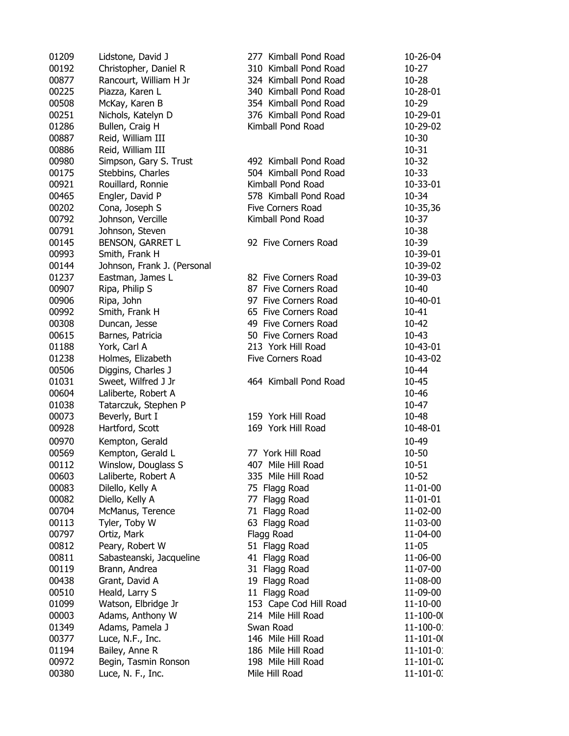| | | | |
|---|---|---|---|
| 01209 | Lidstone, David J | 277 Kimball Pond Road | 10-26-04 |
| 00192 | Christopher, Daniel R | 310 Kimball Pond Road | 10-27 |
| 00877 | Rancourt, William H Jr | 324 Kimball Pond Road | 10-28 |
| 00225 | Piazza, Karen L | 340 Kimball Pond Road | 10-28-01 |
| 00508 | McKay, Karen B | 354 Kimball Pond Road | 10-29 |
| 00251 | Nichols, Katelyn D | 376 Kimball Pond Road | 10-29-01 |
| 01286 | Bullen, Craig H | Kimball Pond Road | 10-29-02 |
| 00887 | Reid, William III | | 10-30 |
| 00886 | Reid, William III | | 10-31 |
| 00980 | Simpson, Gary S. Trust | 492 Kimball Pond Road | 10-32 |
| 00175 | Stebbins, Charles | 504 Kimball Pond Road | 10-33 |
| 00921 | Rouillard, Ronnie | Kimball Pond Road | 10-33-01 |
| 00465 | Engler, David P | 578 Kimball Pond Road | 10-34 |
| 00202 | Cona, Joseph S | Five Corners Road | 10-35,36 |
| 00792 | Johnson, Vercille | Kimball Pond Road | 10-37 |
| 00791 | Johnson, Steven | | 10-38 |
| 00145 | BENSON, GARRET L | 92 Five Corners Road | 10-39 |
| 00993 | Smith, Frank H | | 10-39-01 |
| 00144 | Johnson, Frank J. (Personal | | 10-39-02 |
| 01237 | Eastman, James L | 82 Five Corners Road | 10-39-03 |
| 00907 | Ripa, Philip S | 87 Five Corners Road | 10-40 |
| 00906 | Ripa, John | 97 Five Corners Road | 10-40-01 |
| 00992 | Smith, Frank H | 65 Five Corners Road | 10-41 |
| 00308 | Duncan, Jesse | 49 Five Corners Road | 10-42 |
| 00615 | Barnes, Patricia | 50 Five Corners Road | 10-43 |
| 01188 | York, Carl A | 213 York Hill Road | 10-43-01 |
| 01238 | Holmes, Elizabeth | Five Corners Road | 10-43-02 |
| 00506 | Diggins, Charles J | | 10-44 |
| 01031 | Sweet, Wilfred J Jr | 464 Kimball Pond Road | 10-45 |
| 00604 | Laliberte, Robert A | | 10-46 |
| 01038 | Tatarczuk, Stephen P | | 10-47 |
| 00073 | Beverly, Burt I | 159 York Hill Road | 10-48 |
| 00928 | Hartford, Scott | 169 York Hill Road | 10-48-01 |
| 00970 | Kempton, Gerald | | 10-49 |
| 00569 | Kempton, Gerald L | 77 York Hill Road | 10-50 |
| 00112 | Winslow, Douglass S | 407 Mile Hill Road | 10-51 |
| 00603 | Laliberte, Robert A | 335 Mile Hill Road | 10-52 |
| 00083 | Dilello, Kelly A | 75 Flagg Road | 11-01-00 |
| 00082 | Diello, Kelly A | 77 Flagg Road | 11-01-01 |
| 00704 | McManus, Terence | 71 Flagg Road | 11-02-00 |
| 00113 | Tyler, Toby W | 63 Flagg Road | 11-03-00 |
| 00797 | Ortiz, Mark | Flagg Road | 11-04-00 |
| 00812 | Peary, Robert W | 51 Flagg Road | 11-05 |
| 00811 | Sabasteanski, Jacqueline | 41 Flagg Road | 11-06-00 |
| 00119 | Brann, Andrea | 31 Flagg Road | 11-07-00 |
| 00438 | Grant, David A | 19 Flagg Road | 11-08-00 |
| 00510 | Heald, Larry S | 11 Flagg Road | 11-09-00 |
| 01099 | Watson, Elbridge Jr | 153 Cape Cod Hill Road | 11-10-00 |
| 00003 | Adams, Anthony W | 214 Mile Hill Road | 11-100-00 |
| 01349 | Adams, Pamela J | Swan Road | 11-100-01 |
| 00377 | Luce, N.F., Inc. | 146 Mile Hill Road | 11-101-00 |
| 01194 | Bailey, Anne R | 186 Mile Hill Road | 11-101-01 |
| 00972 | Begin, Tasmin Ronson | 198 Mile Hill Road | 11-101-02 |
| 00380 | Luce, N. F., Inc. | Mile Hill Road | 11-101-03 |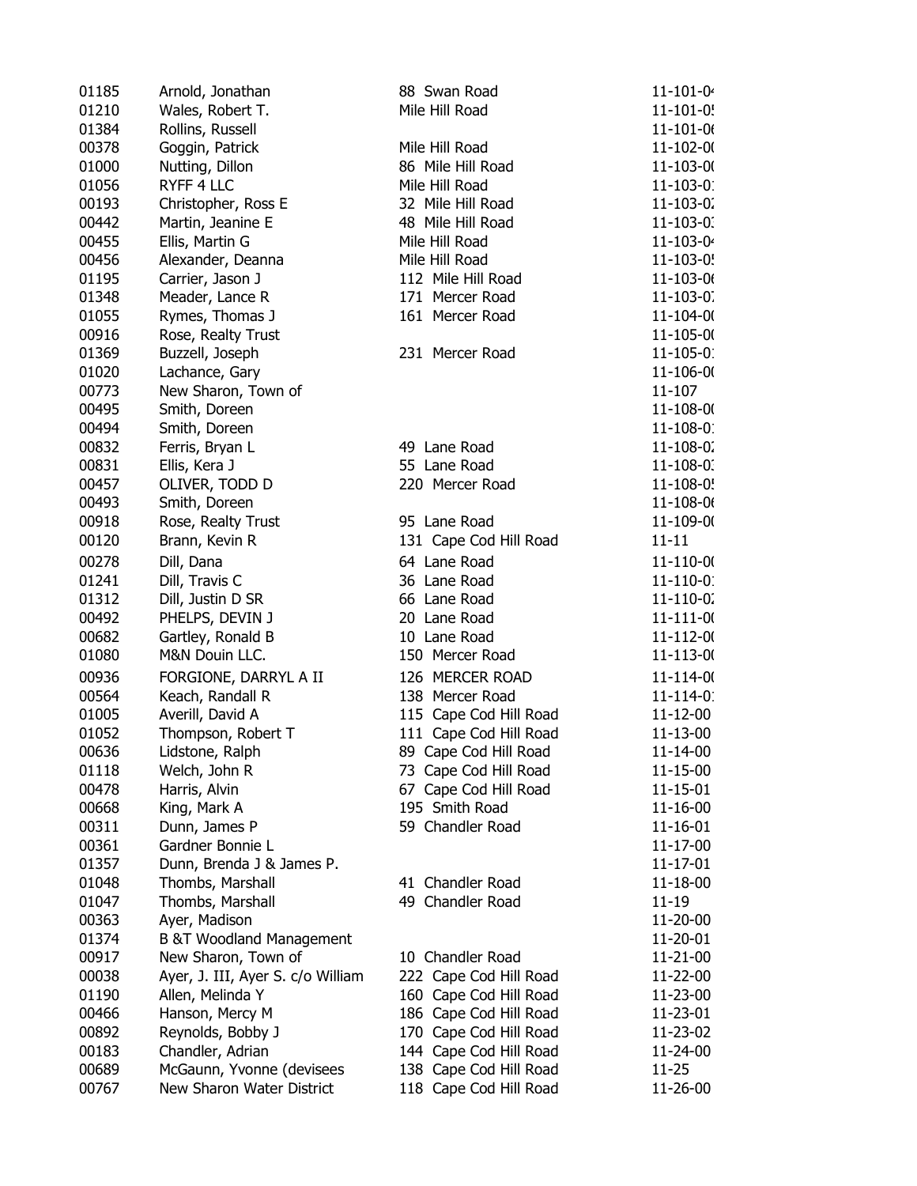| | | | |
|---|---|---|---|
| 01185 | Arnold, Jonathan | 88 Swan Road | 11-101-04 |
| 01210 | Wales, Robert T. | Mile Hill Road | 11-101-05 |
| 01384 | Rollins, Russell | | 11-101-06 |
| 00378 | Goggin, Patrick | Mile Hill Road | 11-102-00 |
| 01000 | Nutting, Dillon | 86 Mile Hill Road | 11-103-00 |
| 01056 | RYFF 4 LLC | Mile Hill Road | 11-103-01 |
| 00193 | Christopher, Ross E | 32 Mile Hill Road | 11-103-02 |
| 00442 | Martin, Jeanine E | 48 Mile Hill Road | 11-103-03 |
| 00455 | Ellis, Martin G | Mile Hill Road | 11-103-04 |
| 00456 | Alexander, Deanna | Mile Hill Road | 11-103-05 |
| 01195 | Carrier, Jason J | 112 Mile Hill Road | 11-103-06 |
| 01348 | Meader, Lance R | 171 Mercer Road | 11-103-07 |
| 01055 | Rymes, Thomas J | 161 Mercer Road | 11-104-00 |
| 00916 | Rose, Realty Trust | | 11-105-00 |
| 01369 | Buzzell, Joseph | 231 Mercer Road | 11-105-01 |
| 01020 | Lachance, Gary | | 11-106-00 |
| 00773 | New Sharon, Town of | | 11-107 |
| 00495 | Smith, Doreen | | 11-108-00 |
| 00494 | Smith, Doreen | | 11-108-01 |
| 00832 | Ferris, Bryan L | 49 Lane Road | 11-108-02 |
| 00831 | Ellis, Kera J | 55 Lane Road | 11-108-03 |
| 00457 | OLIVER, TODD D | 220 Mercer Road | 11-108-05 |
| 00493 | Smith, Doreen | | 11-108-06 |
| 00918 | Rose, Realty Trust | 95 Lane Road | 11-109-00 |
| 00120 | Brann, Kevin R | 131 Cape Cod Hill Road | 11-11 |
| 00278 | Dill, Dana | 64 Lane Road | 11-110-00 |
| 01241 | Dill, Travis C | 36 Lane Road | 11-110-01 |
| 01312 | Dill, Justin D SR | 66 Lane Road | 11-110-02 |
| 00492 | PHELPS, DEVIN J | 20 Lane Road | 11-111-00 |
| 00682 | Gartley, Ronald B | 10 Lane Road | 11-112-00 |
| 01080 | M&N Douin LLC. | 150 Mercer Road | 11-113-00 |
| 00936 | FORGIONE, DARRYL A II | 126 MERCER ROAD | 11-114-00 |
| 00564 | Keach, Randall R | 138 Mercer Road | 11-114-01 |
| 01005 | Averill, David A | 115 Cape Cod Hill Road | 11-12-00 |
| 01052 | Thompson, Robert T | 111 Cape Cod Hill Road | 11-13-00 |
| 00636 | Lidstone, Ralph | 89 Cape Cod Hill Road | 11-14-00 |
| 01118 | Welch, John R | 73 Cape Cod Hill Road | 11-15-00 |
| 00478 | Harris, Alvin | 67 Cape Cod Hill Road | 11-15-01 |
| 00668 | King, Mark A | 195 Smith Road | 11-16-00 |
| 00311 | Dunn, James P | 59 Chandler Road | 11-16-01 |
| 00361 | Gardner Bonnie L | | 11-17-00 |
| 01357 | Dunn, Brenda J & James P. | | 11-17-01 |
| 01048 | Thombs, Marshall | 41 Chandler Road | 11-18-00 |
| 01047 | Thombs, Marshall | 49 Chandler Road | 11-19 |
| 00363 | Ayer, Madison | | 11-20-00 |
| 01374 | B &T Woodland Management | | 11-20-01 |
| 00917 | New Sharon, Town of | 10 Chandler Road | 11-21-00 |
| 00038 | Ayer, J. III, Ayer S. c/o William | 222 Cape Cod Hill Road | 11-22-00 |
| 01190 | Allen, Melinda Y | 160 Cape Cod Hill Road | 11-23-00 |
| 00466 | Hanson, Mercy M | 186 Cape Cod Hill Road | 11-23-01 |
| 00892 | Reynolds, Bobby J | 170 Cape Cod Hill Road | 11-23-02 |
| 00183 | Chandler, Adrian | 144 Cape Cod Hill Road | 11-24-00 |
| 00689 | McGaunn, Yvonne (devisees | 138 Cape Cod Hill Road | 11-25 |
| 00767 | New Sharon Water District | 118 Cape Cod Hill Road | 11-26-00 |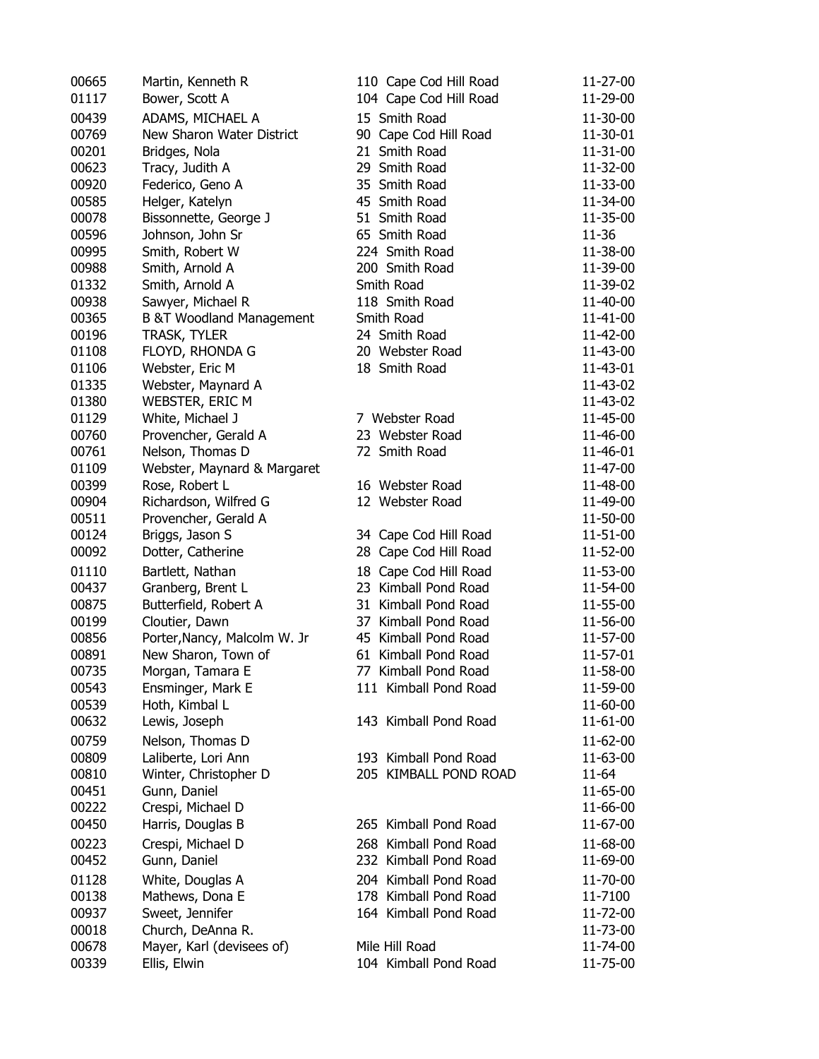| | | | |
|---|---|---|---|
| 00665 | Martin, Kenneth R | 110 Cape Cod Hill Road | 11-27-00 |
| 01117 | Bower, Scott A | 104 Cape Cod Hill Road | 11-29-00 |
| 00439 | ADAMS, MICHAEL A | 15 Smith Road | 11-30-00 |
| 00769 | New Sharon Water District | 90 Cape Cod Hill Road | 11-30-01 |
| 00201 | Bridges, Nola | 21 Smith Road | 11-31-00 |
| 00623 | Tracy, Judith A | 29 Smith Road | 11-32-00 |
| 00920 | Federico, Geno A | 35 Smith Road | 11-33-00 |
| 00585 | Helger, Katelyn | 45 Smith Road | 11-34-00 |
| 00078 | Bissonnette, George J | 51 Smith Road | 11-35-00 |
| 00596 | Johnson, John Sr | 65 Smith Road | 11-36 |
| 00995 | Smith, Robert W | 224 Smith Road | 11-38-00 |
| 00988 | Smith, Arnold A | 200 Smith Road | 11-39-00 |
| 01332 | Smith, Arnold A | Smith Road | 11-39-02 |
| 00938 | Sawyer, Michael R | 118 Smith Road | 11-40-00 |
| 00365 | B &T Woodland Management | Smith Road | 11-41-00 |
| 00196 | TRASK, TYLER | 24 Smith Road | 11-42-00 |
| 01108 | FLOYD, RHONDA G | 20 Webster Road | 11-43-00 |
| 01106 | Webster, Eric M | 18 Smith Road | 11-43-01 |
| 01335 | Webster, Maynard A | | 11-43-02 |
| 01380 | WEBSTER, ERIC M | | 11-43-02 |
| 01129 | White, Michael J | 7 Webster Road | 11-45-00 |
| 00760 | Provencher, Gerald A | 23 Webster Road | 11-46-00 |
| 00761 | Nelson, Thomas D | 72 Smith Road | 11-46-01 |
| 01109 | Webster, Maynard & Margaret | | 11-47-00 |
| 00399 | Rose, Robert L | 16 Webster Road | 11-48-00 |
| 00904 | Richardson, Wilfred G | 12 Webster Road | 11-49-00 |
| 00511 | Provencher, Gerald A | | 11-50-00 |
| 00124 | Briggs, Jason S | 34 Cape Cod Hill Road | 11-51-00 |
| 00092 | Dotter, Catherine | 28 Cape Cod Hill Road | 11-52-00 |
| 01110 | Bartlett, Nathan | 18 Cape Cod Hill Road | 11-53-00 |
| 00437 | Granberg, Brent L | 23 Kimball Pond Road | 11-54-00 |
| 00875 | Butterfield, Robert A | 31 Kimball Pond Road | 11-55-00 |
| 00199 | Cloutier, Dawn | 37 Kimball Pond Road | 11-56-00 |
| 00856 | Porter,Nancy, Malcolm W. Jr | 45 Kimball Pond Road | 11-57-00 |
| 00891 | New Sharon, Town of | 61 Kimball Pond Road | 11-57-01 |
| 00735 | Morgan, Tamara E | 77 Kimball Pond Road | 11-58-00 |
| 00543 | Ensminger, Mark E | 111 Kimball Pond Road | 11-59-00 |
| 00539 | Hoth, Kimbal L | | 11-60-00 |
| 00632 | Lewis, Joseph | 143 Kimball Pond Road | 11-61-00 |
| 00759 | Nelson, Thomas D | | 11-62-00 |
| 00809 | Laliberte, Lori Ann | 193 Kimball Pond Road | 11-63-00 |
| 00810 | Winter, Christopher D | 205 KIMBALL POND ROAD | 11-64 |
| 00451 | Gunn, Daniel | | 11-65-00 |
| 00222 | Crespi, Michael D | | 11-66-00 |
| 00450 | Harris, Douglas B | 265 Kimball Pond Road | 11-67-00 |
| 00223 | Crespi, Michael D | 268 Kimball Pond Road | 11-68-00 |
| 00452 | Gunn, Daniel | 232 Kimball Pond Road | 11-69-00 |
| 01128 | White, Douglas A | 204 Kimball Pond Road | 11-70-00 |
| 00138 | Mathews, Dona E | 178 Kimball Pond Road | 11-7100 |
| 00937 | Sweet, Jennifer | 164 Kimball Pond Road | 11-72-00 |
| 00018 | Church, DeAnna R. | | 11-73-00 |
| 00678 | Mayer, Karl (devisees of) | Mile Hill Road | 11-74-00 |
| 00339 | Ellis, Elwin | 104 Kimball Pond Road | 11-75-00 |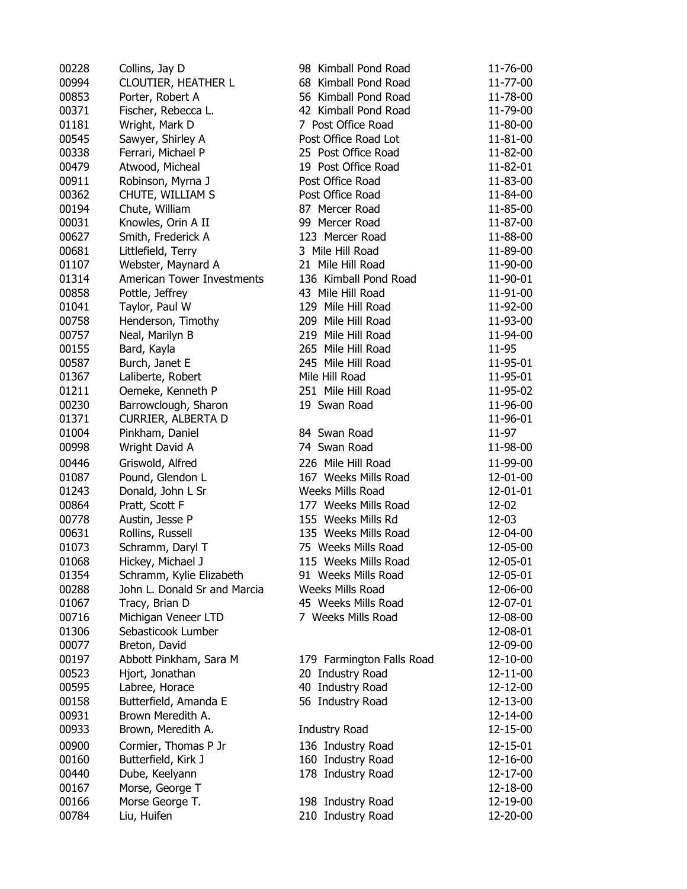| | | | |
|---|---|---|---|
| 00228 | Collins, Jay D | 98 Kimball Pond Road | 11-76-00 |
| 00994 | CLOUTIER, HEATHER L | 68 Kimball Pond Road | 11-77-00 |
| 00853 | Porter, Robert A | 56 Kimball Pond Road | 11-78-00 |
| 00371 | Fischer, Rebecca L. | 42 Kimball Pond Road | 11-79-00 |
| 01181 | Wright, Mark D | 7 Post Office Road | 11-80-00 |
| 00545 | Sawyer, Shirley A | Post Office Road Lot | 11-81-00 |
| 00338 | Ferrari, Michael P | 25 Post Office Road | 11-82-00 |
| 00479 | Atwood, Micheal | 19 Post Office Road | 11-82-01 |
| 00911 | Robinson, Myrna J | Post Office Road | 11-83-00 |
| 00362 | CHUTE, WILLIAM S | Post Office Road | 11-84-00 |
| 00194 | Chute, William | 87 Mercer Road | 11-85-00 |
| 00031 | Knowles, Orin A II | 99 Mercer Road | 11-87-00 |
| 00627 | Smith, Frederick A | 123 Mercer Road | 11-88-00 |
| 00681 | Littlefield, Terry | 3 Mile Hill Road | 11-89-00 |
| 01107 | Webster, Maynard A | 21 Mile Hill Road | 11-90-00 |
| 01314 | American Tower Investments | 136 Kimball Pond Road | 11-90-01 |
| 00858 | Pottle, Jeffrey | 43 Mile Hill Road | 11-91-00 |
| 01041 | Taylor, Paul W | 129 Mile Hill Road | 11-92-00 |
| 00758 | Henderson, Timothy | 209 Mile Hill Road | 11-93-00 |
| 00757 | Neal, Marilyn B | 219 Mile Hill Road | 11-94-00 |
| 00155 | Bard, Kayla | 265 Mile Hill Road | 11-95 |
| 00587 | Burch, Janet E | 245 Mile Hill Road | 11-95-01 |
| 01367 | Laliberte, Robert | Mile Hill Road | 11-95-01 |
| 01211 | Oemeke, Kenneth P | 251 Mile Hill Road | 11-95-02 |
| 00230 | Barrowclough, Sharon | 19 Swan Road | 11-96-00 |
| 01371 | CURRIER, ALBERTA D | | 11-96-01 |
| 01004 | Pinkham, Daniel | 84 Swan Road | 11-97 |
| 00998 | Wright David A | 74 Swan Road | 11-98-00 |
| 00446 | Griswold, Alfred | 226 Mile Hill Road | 11-99-00 |
| 01087 | Pound, Glendon L | 167 Weeks Mills Road | 12-01-00 |
| 01243 | Donald, John L Sr | Weeks Mills Road | 12-01-01 |
| 00864 | Pratt, Scott F | 177 Weeks Mills Road | 12-02 |
| 00778 | Austin, Jesse P | 155 Weeks Mills Rd | 12-03 |
| 00631 | Rollins, Russell | 135 Weeks Mills Road | 12-04-00 |
| 01073 | Schramm, Daryl T | 75 Weeks Mills Road | 12-05-00 |
| 01068 | Hickey, Michael J | 115 Weeks Mills Road | 12-05-01 |
| 01354 | Schramm, Kylie Elizabeth | 91 Weeks Mills Road | 12-05-01 |
| 00288 | John L. Donald Sr and Marcia | Weeks Mills Road | 12-06-00 |
| 01067 | Tracy, Brian D | 45 Weeks Mills Road | 12-07-01 |
| 00716 | Michigan Veneer LTD | 7 Weeks Mills Road | 12-08-00 |
| 01306 | Sebasticook Lumber | | 12-08-01 |
| 00077 | Breton, David | | 12-09-00 |
| 00197 | Abbott Pinkham, Sara M | 179 Farmington Falls Road | 12-10-00 |
| 00523 | Hjort, Jonathan | 20 Industry Road | 12-11-00 |
| 00595 | Labree, Horace | 40 Industry Road | 12-12-00 |
| 00158 | Butterfield, Amanda E | 56 Industry Road | 12-13-00 |
| 00931 | Brown Meredith A. | | 12-14-00 |
| 00933 | Brown, Meredith A. | Industry Road | 12-15-00 |
| 00900 | Cormier, Thomas P Jr | 136 Industry Road | 12-15-01 |
| 00160 | Butterfield, Kirk J | 160 Industry Road | 12-16-00 |
| 00440 | Dube, Keelyann | 178 Industry Road | 12-17-00 |
| 00167 | Morse, George T | | 12-18-00 |
| 00166 | Morse George T. | 198 Industry Road | 12-19-00 |
| 00784 | Liu, Huifen | 210 Industry Road | 12-20-00 |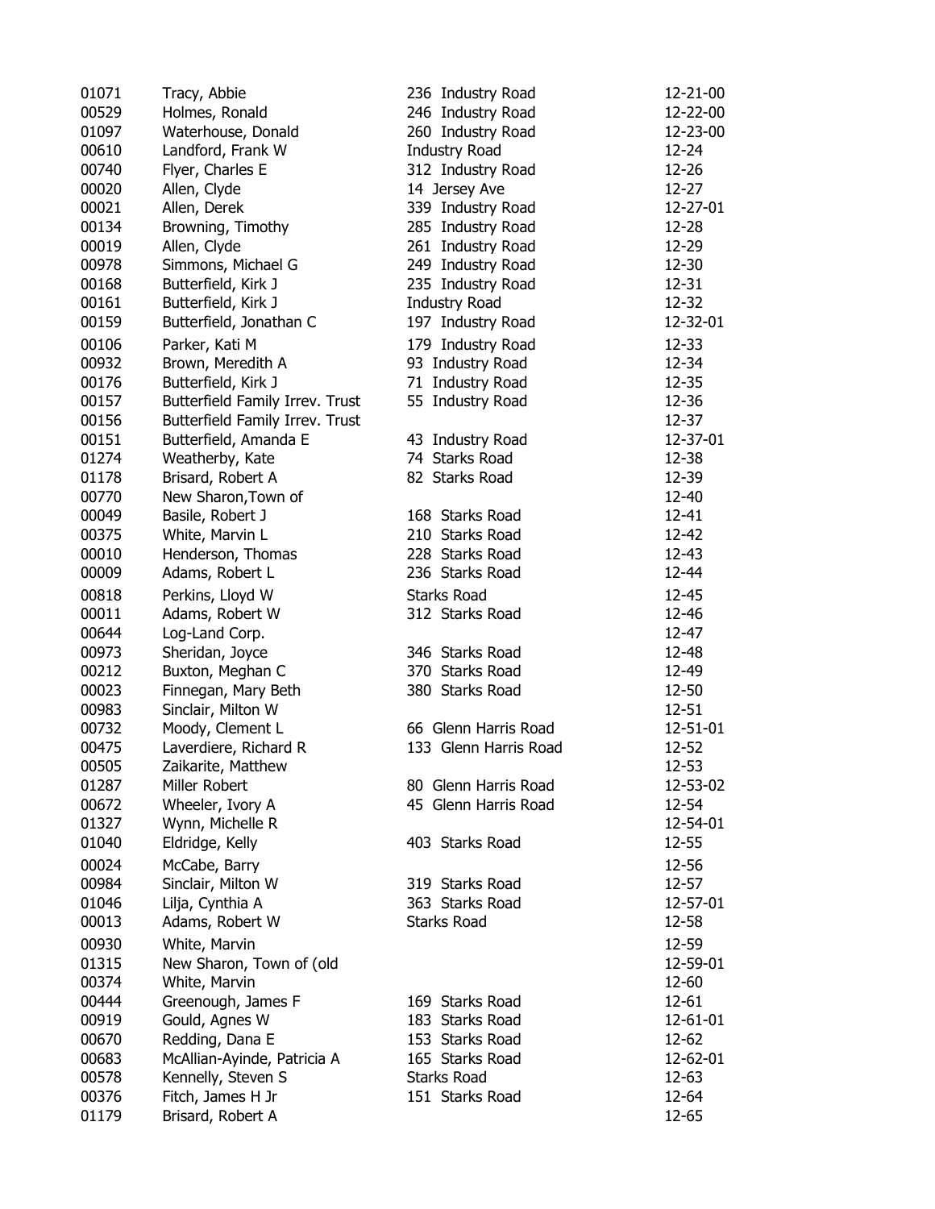| | | | |
|---|---|---|---|
| 01071 | Tracy, Abbie | 236 Industry Road | 12-21-00 |
| 00529 | Holmes, Ronald | 246 Industry Road | 12-22-00 |
| 01097 | Waterhouse, Donald | 260 Industry Road | 12-23-00 |
| 00610 | Landford, Frank W | Industry Road | 12-24 |
| 00740 | Flyer, Charles E | 312 Industry Road | 12-26 |
| 00020 | Allen, Clyde | 14 Jersey Ave | 12-27 |
| 00021 | Allen, Derek | 339 Industry Road | 12-27-01 |
| 00134 | Browning, Timothy | 285 Industry Road | 12-28 |
| 00019 | Allen, Clyde | 261 Industry Road | 12-29 |
| 00978 | Simmons, Michael G | 249 Industry Road | 12-30 |
| 00168 | Butterfield, Kirk J | 235 Industry Road | 12-31 |
| 00161 | Butterfield, Kirk J | Industry Road | 12-32 |
| 00159 | Butterfield, Jonathan C | 197 Industry Road | 12-32-01 |
| 00106 | Parker, Kati M | 179 Industry Road | 12-33 |
| 00932 | Brown, Meredith A | 93 Industry Road | 12-34 |
| 00176 | Butterfield, Kirk J | 71 Industry Road | 12-35 |
| 00157 | Butterfield Family Irrev. Trust | 55 Industry Road | 12-36 |
| 00156 | Butterfield Family Irrev. Trust | | 12-37 |
| 00151 | Butterfield, Amanda E | 43 Industry Road | 12-37-01 |
| 01274 | Weatherby, Kate | 74 Starks Road | 12-38 |
| 01178 | Brisard, Robert A | 82 Starks Road | 12-39 |
| 00770 | New Sharon,Town of | | 12-40 |
| 00049 | Basile, Robert J | 168 Starks Road | 12-41 |
| 00375 | White, Marvin L | 210 Starks Road | 12-42 |
| 00010 | Henderson, Thomas | 228 Starks Road | 12-43 |
| 00009 | Adams, Robert L | 236 Starks Road | 12-44 |
| 00818 | Perkins, Lloyd W | Starks Road | 12-45 |
| 00011 | Adams, Robert W | 312 Starks Road | 12-46 |
| 00644 | Log-Land Corp. | | 12-47 |
| 00973 | Sheridan, Joyce | 346 Starks Road | 12-48 |
| 00212 | Buxton, Meghan C | 370 Starks Road | 12-49 |
| 00023 | Finnegan, Mary Beth | 380 Starks Road | 12-50 |
| 00983 | Sinclair, Milton W | | 12-51 |
| 00732 | Moody, Clement L | 66 Glenn Harris Road | 12-51-01 |
| 00475 | Laverdiere, Richard R | 133 Glenn Harris Road | 12-52 |
| 00505 | Zaikarite, Matthew | | 12-53 |
| 01287 | Miller Robert | 80 Glenn Harris Road | 12-53-02 |
| 00672 | Wheeler, Ivory A | 45 Glenn Harris Road | 12-54 |
| 01327 | Wynn, Michelle R | | 12-54-01 |
| 01040 | Eldridge, Kelly | 403 Starks Road | 12-55 |
| 00024 | McCabe, Barry | | 12-56 |
| 00984 | Sinclair, Milton W | 319 Starks Road | 12-57 |
| 01046 | Lilja, Cynthia A | 363 Starks Road | 12-57-01 |
| 00013 | Adams, Robert W | Starks Road | 12-58 |
| 00930 | White, Marvin | | 12-59 |
| 01315 | New Sharon, Town of (old | | 12-59-01 |
| 00374 | White, Marvin | | 12-60 |
| 00444 | Greenough, James F | 169 Starks Road | 12-61 |
| 00919 | Gould, Agnes W | 183 Starks Road | 12-61-01 |
| 00670 | Redding, Dana E | 153 Starks Road | 12-62 |
| 00683 | McAllian-Ayinde, Patricia A | 165 Starks Road | 12-62-01 |
| 00578 | Kennelly, Steven S | Starks Road | 12-63 |
| 00376 | Fitch, James H Jr | 151 Starks Road | 12-64 |
| 01179 | Brisard, Robert A | | 12-65 |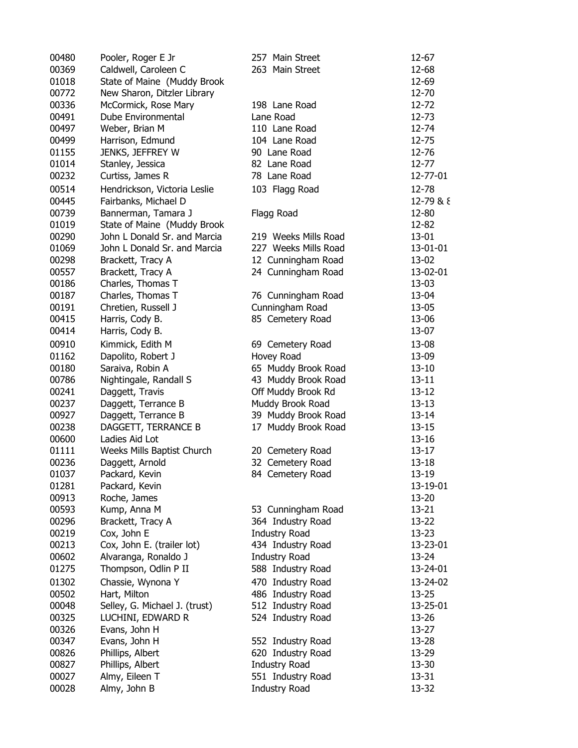| | | | |
|---|---|---|---|
| 00480 | Pooler, Roger E Jr | 257 Main Street | 12-67 |
| 00369 | Caldwell, Caroleen C | 263 Main Street | 12-68 |
| 01018 | State of Maine (Muddy Brook | | 12-69 |
| 00772 | New Sharon, Ditzler Library | | 12-70 |
| 00336 | McCormick, Rose Mary | 198 Lane Road | 12-72 |
| 00491 | Dube Environmental | Lane Road | 12-73 |
| 00497 | Weber, Brian M | 110 Lane Road | 12-74 |
| 00499 | Harrison, Edmund | 104 Lane Road | 12-75 |
| 01155 | JENKS, JEFFREY W | 90 Lane Road | 12-76 |
| 01014 | Stanley, Jessica | 82 Lane Road | 12-77 |
| 00232 | Curtiss, James R | 78 Lane Road | 12-77-01 |
| 00514 | Hendrickson, Victoria Leslie | 103 Flagg Road | 12-78 |
| 00445 | Fairbanks, Michael D | | 12-79 & 8 |
| 00739 | Bannerman, Tamara J | Flagg Road | 12-80 |
| 01019 | State of Maine (Muddy Brook | | 12-82 |
| 00290 | John L Donald Sr. and Marcia | 219 Weeks Mills Road | 13-01 |
| 01069 | John L Donald Sr. and Marcia | 227 Weeks Mills Road | 13-01-01 |
| 00298 | Brackett, Tracy A | 12 Cunningham Road | 13-02 |
| 00557 | Brackett, Tracy A | 24 Cunningham Road | 13-02-01 |
| 00186 | Charles, Thomas T | | 13-03 |
| 00187 | Charles, Thomas T | 76 Cunningham Road | 13-04 |
| 00191 | Chretien, Russell J | Cunningham Road | 13-05 |
| 00415 | Harris, Cody B. | 85 Cemetery Road | 13-06 |
| 00414 | Harris, Cody B. | | 13-07 |
| 00910 | Kimmick, Edith M | 69 Cemetery Road | 13-08 |
| 01162 | Dapolito, Robert J | Hovey Road | 13-09 |
| 00180 | Saraiva, Robin A | 65 Muddy Brook Road | 13-10 |
| 00786 | Nightingale, Randall S | 43 Muddy Brook Road | 13-11 |
| 00241 | Daggett, Travis | Off Muddy Brook Rd | 13-12 |
| 00237 | Daggett, Terrance B | Muddy Brook Road | 13-13 |
| 00927 | Daggett, Terrance B | 39 Muddy Brook Road | 13-14 |
| 00238 | DAGGETT, TERRANCE B | 17 Muddy Brook Road | 13-15 |
| 00600 | Ladies Aid Lot | | 13-16 |
| 01111 | Weeks Mills Baptist Church | 20 Cemetery Road | 13-17 |
| 00236 | Daggett, Arnold | 32 Cemetery Road | 13-18 |
| 01037 | Packard, Kevin | 84 Cemetery Road | 13-19 |
| 01281 | Packard, Kevin | | 13-19-01 |
| 00913 | Roche, James | | 13-20 |
| 00593 | Kump, Anna M | 53 Cunningham Road | 13-21 |
| 00296 | Brackett, Tracy A | 364 Industry Road | 13-22 |
| 00219 | Cox, John E | Industry Road | 13-23 |
| 00213 | Cox, John E. (trailer lot) | 434 Industry Road | 13-23-01 |
| 00602 | Alvaranga, Ronaldo J | Industry Road | 13-24 |
| 01275 | Thompson, Odlin P II | 588 Industry Road | 13-24-01 |
| 01302 | Chassie, Wynona Y | 470 Industry Road | 13-24-02 |
| 00502 | Hart, Milton | 486 Industry Road | 13-25 |
| 00048 | Selley, G. Michael J. (trust) | 512 Industry Road | 13-25-01 |
| 00325 | LUCHINI, EDWARD R | 524 Industry Road | 13-26 |
| 00326 | Evans, John H | | 13-27 |
| 00347 | Evans, John H | 552 Industry Road | 13-28 |
| 00826 | Phillips, Albert | 620 Industry Road | 13-29 |
| 00827 | Phillips, Albert | Industry Road | 13-30 |
| 00027 | Almy, Eileen T | 551 Industry Road | 13-31 |
| 00028 | Almy, John B | Industry Road | 13-32 |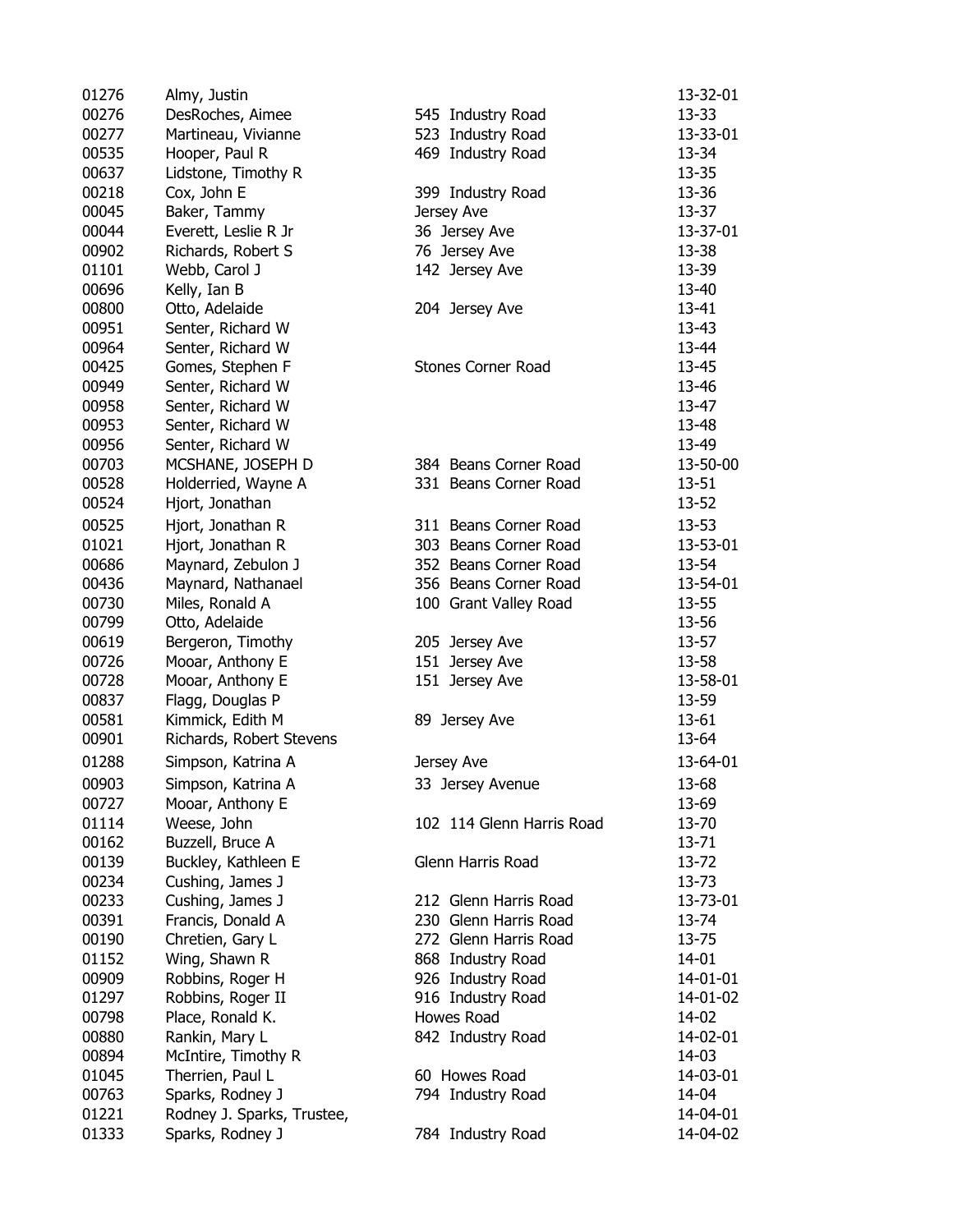| | | | |
|---|---|---|---|
| 01276 | Almy, Justin | | 13-32-01 |
| 00276 | DesRoches, Aimee | 545 Industry Road | 13-33 |
| 00277 | Martineau, Vivianne | 523 Industry Road | 13-33-01 |
| 00535 | Hooper, Paul R | 469 Industry Road | 13-34 |
| 00637 | Lidstone, Timothy R | | 13-35 |
| 00218 | Cox, John E | 399 Industry Road | 13-36 |
| 00045 | Baker, Tammy | Jersey Ave | 13-37 |
| 00044 | Everett, Leslie R Jr | 36 Jersey Ave | 13-37-01 |
| 00902 | Richards, Robert S | 76 Jersey Ave | 13-38 |
| 01101 | Webb, Carol J | 142 Jersey Ave | 13-39 |
| 00696 | Kelly, Ian B | | 13-40 |
| 00800 | Otto, Adelaide | 204 Jersey Ave | 13-41 |
| 00951 | Senter, Richard W | | 13-43 |
| 00964 | Senter, Richard W | | 13-44 |
| 00425 | Gomes, Stephen F | Stones Corner Road | 13-45 |
| 00949 | Senter, Richard W | | 13-46 |
| 00958 | Senter, Richard W | | 13-47 |
| 00953 | Senter, Richard W | | 13-48 |
| 00956 | Senter, Richard W | | 13-49 |
| 00703 | MCSHANE, JOSEPH D | 384 Beans Corner Road | 13-50-00 |
| 00528 | Holderried, Wayne A | 331 Beans Corner Road | 13-51 |
| 00524 | Hjort, Jonathan | | 13-52 |
| 00525 | Hjort, Jonathan R | 311 Beans Corner Road | 13-53 |
| 01021 | Hjort, Jonathan R | 303 Beans Corner Road | 13-53-01 |
| 00686 | Maynard, Zebulon J | 352 Beans Corner Road | 13-54 |
| 00436 | Maynard, Nathanael | 356 Beans Corner Road | 13-54-01 |
| 00730 | Miles, Ronald A | 100 Grant Valley Road | 13-55 |
| 00799 | Otto, Adelaide | | 13-56 |
| 00619 | Bergeron, Timothy | 205 Jersey Ave | 13-57 |
| 00726 | Mooar, Anthony E | 151 Jersey Ave | 13-58 |
| 00728 | Mooar, Anthony E | 151 Jersey Ave | 13-58-01 |
| 00837 | Flagg, Douglas P | | 13-59 |
| 00581 | Kimmick, Edith M | 89 Jersey Ave | 13-61 |
| 00901 | Richards, Robert Stevens | | 13-64 |
| 01288 | Simpson, Katrina A | Jersey Ave | 13-64-01 |
| 00903 | Simpson, Katrina A | 33 Jersey Avenue | 13-68 |
| 00727 | Mooar, Anthony E | | 13-69 |
| 01114 | Weese, John | 102 114 Glenn Harris Road | 13-70 |
| 00162 | Buzzell, Bruce A | | 13-71 |
| 00139 | Buckley, Kathleen E | Glenn Harris Road | 13-72 |
| 00234 | Cushing, James J | | 13-73 |
| 00233 | Cushing, James J | 212 Glenn Harris Road | 13-73-01 |
| 00391 | Francis, Donald A | 230 Glenn Harris Road | 13-74 |
| 00190 | Chretien, Gary L | 272 Glenn Harris Road | 13-75 |
| 01152 | Wing, Shawn R | 868 Industry Road | 14-01 |
| 00909 | Robbins, Roger H | 926 Industry Road | 14-01-01 |
| 01297 | Robbins, Roger II | 916 Industry Road | 14-01-02 |
| 00798 | Place, Ronald K. | Howes Road | 14-02 |
| 00880 | Rankin, Mary L | 842 Industry Road | 14-02-01 |
| 00894 | McIntire, Timothy R | | 14-03 |
| 01045 | Therrien, Paul L | 60 Howes Road | 14-03-01 |
| 00763 | Sparks, Rodney J | 794 Industry Road | 14-04 |
| 01221 | Rodney J. Sparks, Trustee, | | 14-04-01 |
| 01333 | Sparks, Rodney J | 784 Industry Road | 14-04-02 |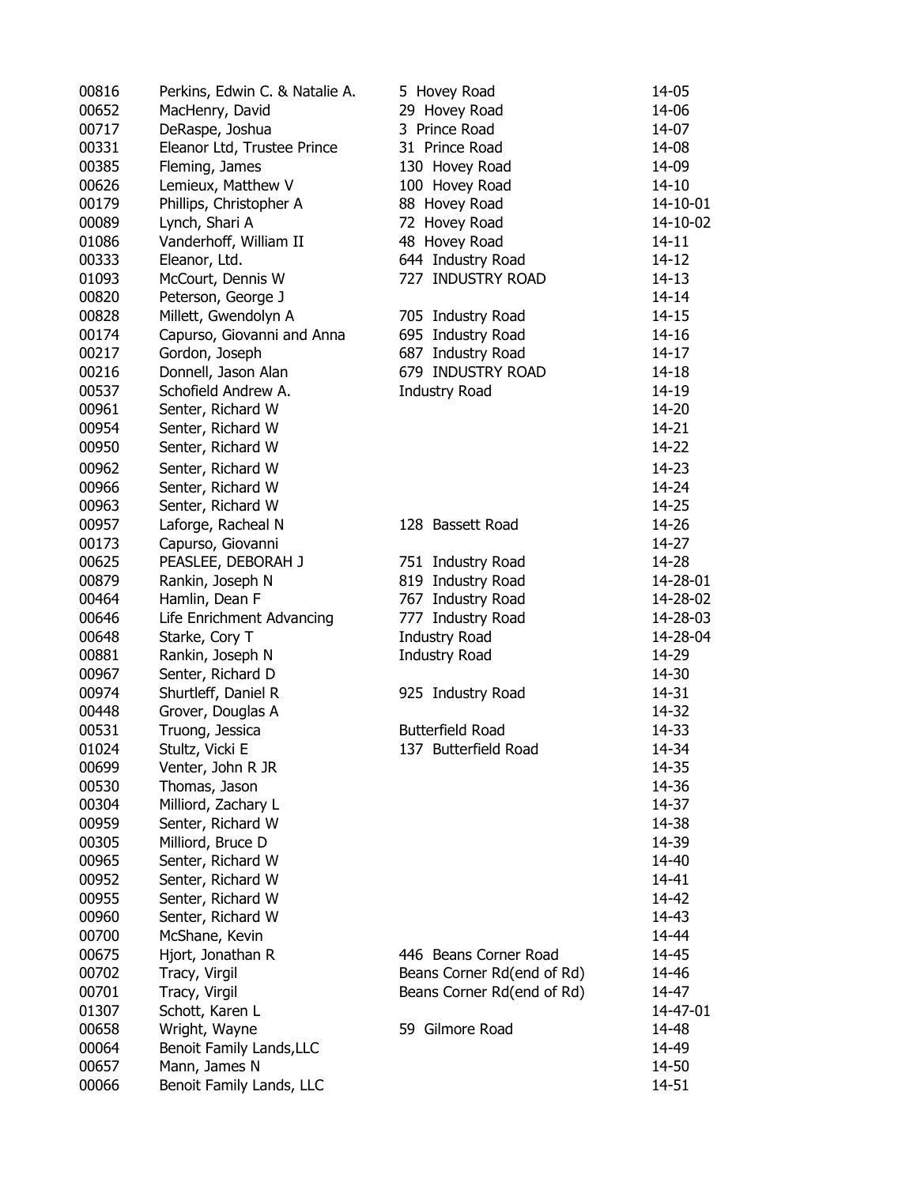| | | | |
|---|---|---|---|
| 00816 | Perkins, Edwin C. & Natalie A. | 5 Hovey Road | 14-05 |
| 00652 | MacHenry, David | 29 Hovey Road | 14-06 |
| 00717 | DeRaspe, Joshua | 3 Prince Road | 14-07 |
| 00331 | Eleanor Ltd, Trustee Prince | 31 Prince Road | 14-08 |
| 00385 | Fleming, James | 130 Hovey Road | 14-09 |
| 00626 | Lemieux, Matthew V | 100 Hovey Road | 14-10 |
| 00179 | Phillips, Christopher A | 88 Hovey Road | 14-10-01 |
| 00089 | Lynch, Shari A | 72 Hovey Road | 14-10-02 |
| 01086 | Vanderhoff, William II | 48 Hovey Road | 14-11 |
| 00333 | Eleanor, Ltd. | 644 Industry Road | 14-12 |
| 01093 | McCourt, Dennis W | 727 INDUSTRY ROAD | 14-13 |
| 00820 | Peterson, George J | | 14-14 |
| 00828 | Millett, Gwendolyn A | 705 Industry Road | 14-15 |
| 00174 | Capurso, Giovanni and Anna | 695 Industry Road | 14-16 |
| 00217 | Gordon, Joseph | 687 Industry Road | 14-17 |
| 00216 | Donnell, Jason Alan | 679 INDUSTRY ROAD | 14-18 |
| 00537 | Schofield Andrew A. | Industry Road | 14-19 |
| 00961 | Senter, Richard W | | 14-20 |
| 00954 | Senter, Richard W | | 14-21 |
| 00950 | Senter, Richard W | | 14-22 |
| 00962 | Senter, Richard W | | 14-23 |
| 00966 | Senter, Richard W | | 14-24 |
| 00963 | Senter, Richard W | | 14-25 |
| 00957 | Laforge, Racheal N | 128 Bassett Road | 14-26 |
| 00173 | Capurso, Giovanni | | 14-27 |
| 00625 | PEASLEE, DEBORAH J | 751 Industry Road | 14-28 |
| 00879 | Rankin, Joseph N | 819 Industry Road | 14-28-01 |
| 00464 | Hamlin, Dean F | 767 Industry Road | 14-28-02 |
| 00646 | Life Enrichment Advancing | 777 Industry Road | 14-28-03 |
| 00648 | Starke, Cory T | Industry Road | 14-28-04 |
| 00881 | Rankin, Joseph N | Industry Road | 14-29 |
| 00967 | Senter, Richard D | | 14-30 |
| 00974 | Shurtleff, Daniel R | 925 Industry Road | 14-31 |
| 00448 | Grover, Douglas A | | 14-32 |
| 00531 | Truong, Jessica | Butterfield Road | 14-33 |
| 01024 | Stultz, Vicki E | 137 Butterfield Road | 14-34 |
| 00699 | Venter, John R JR | | 14-35 |
| 00530 | Thomas, Jason | | 14-36 |
| 00304 | Milliord, Zachary L | | 14-37 |
| 00959 | Senter, Richard W | | 14-38 |
| 00305 | Milliord, Bruce D | | 14-39 |
| 00965 | Senter, Richard W | | 14-40 |
| 00952 | Senter, Richard W | | 14-41 |
| 00955 | Senter, Richard W | | 14-42 |
| 00960 | Senter, Richard W | | 14-43 |
| 00700 | McShane, Kevin | | 14-44 |
| 00675 | Hjort, Jonathan R | 446 Beans Corner Road | 14-45 |
| 00702 | Tracy, Virgil | Beans Corner Rd(end of Rd) | 14-46 |
| 00701 | Tracy, Virgil | Beans Corner Rd(end of Rd) | 14-47 |
| 01307 | Schott, Karen L | | 14-47-01 |
| 00658 | Wright, Wayne | 59 Gilmore Road | 14-48 |
| 00064 | Benoit Family Lands,LLC | | 14-49 |
| 00657 | Mann, James N | | 14-50 |
| 00066 | Benoit Family Lands, LLC | | 14-51 |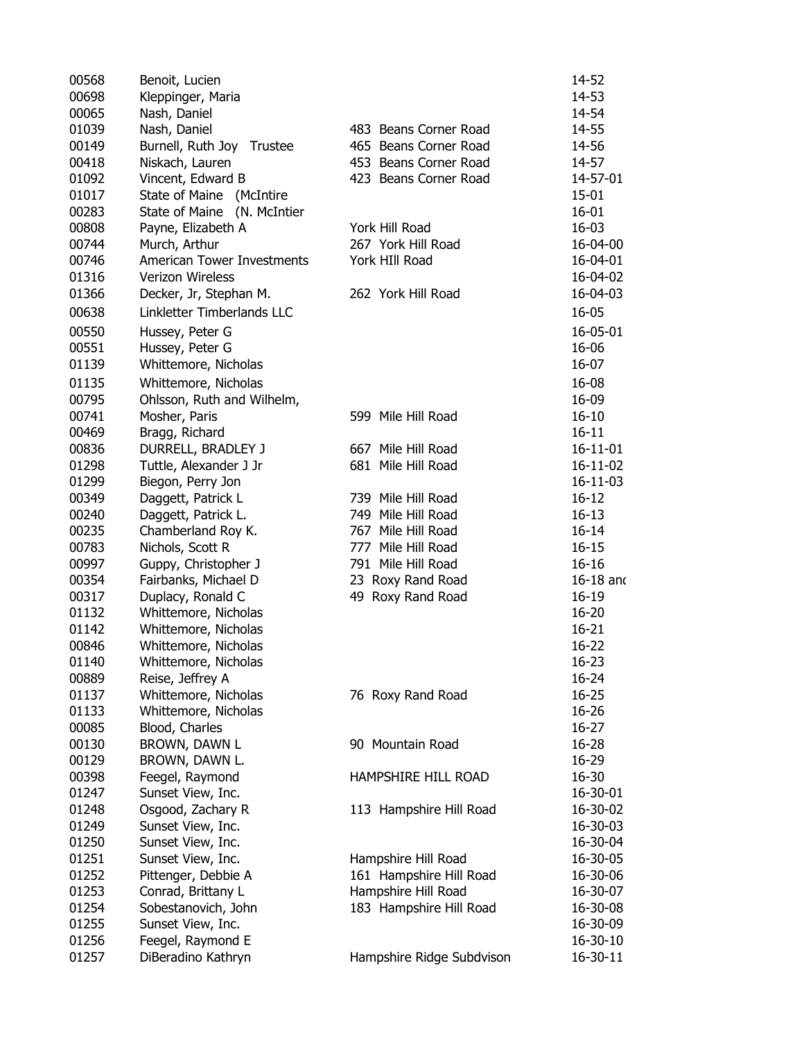| | | | |
|---|---|---|---|
| 00568 | Benoit, Lucien | | 14-52 |
| 00698 | Kleppinger, Maria | | 14-53 |
| 00065 | Nash, Daniel | | 14-54 |
| 01039 | Nash, Daniel | 483 Beans Corner Road | 14-55 |
| 00149 | Burnell, Ruth Joy Trustee | 465 Beans Corner Road | 14-56 |
| 00418 | Niskach, Lauren | 453 Beans Corner Road | 14-57 |
| 01092 | Vincent, Edward B | 423 Beans Corner Road | 14-57-01 |
| 01017 | State of Maine (McIntire | | 15-01 |
| 00283 | State of Maine (N. McIntier | | 16-01 |
| 00808 | Payne, Elizabeth A | York Hill Road | 16-03 |
| 00744 | Murch, Arthur | 267 York Hill Road | 16-04-00 |
| 00746 | American Tower Investments | York HIll Road | 16-04-01 |
| 01316 | Verizon Wireless | | 16-04-02 |
| 01366 | Decker, Jr, Stephan M. | 262 York Hill Road | 16-04-03 |
| 00638 | Linkletter Timberlands LLC | | 16-05 |
| 00550 | Hussey, Peter G | | 16-05-01 |
| 00551 | Hussey, Peter G | | 16-06 |
| 01139 | Whittemore, Nicholas | | 16-07 |
| 01135 | Whittemore, Nicholas | | 16-08 |
| 00795 | Ohlsson, Ruth and Wilhelm, | | 16-09 |
| 00741 | Mosher, Paris | 599 Mile Hill Road | 16-10 |
| 00469 | Bragg, Richard | | 16-11 |
| 00836 | DURRELL, BRADLEY J | 667 Mile Hill Road | 16-11-01 |
| 01298 | Tuttle, Alexander J Jr | 681 Mile Hill Road | 16-11-02 |
| 01299 | Biegon, Perry Jon | | 16-11-03 |
| 00349 | Daggett, Patrick L | 739 Mile Hill Road | 16-12 |
| 00240 | Daggett, Patrick L. | 749 Mile Hill Road | 16-13 |
| 00235 | Chamberland Roy K. | 767 Mile Hill Road | 16-14 |
| 00783 | Nichols, Scott R | 777 Mile Hill Road | 16-15 |
| 00997 | Guppy, Christopher J | 791 Mile Hill Road | 16-16 |
| 00354 | Fairbanks, Michael D | 23 Roxy Rand Road | 16-18 and |
| 00317 | Duplacy, Ronald C | 49 Roxy Rand Road | 16-19 |
| 01132 | Whittemore, Nicholas | | 16-20 |
| 01142 | Whittemore, Nicholas | | 16-21 |
| 00846 | Whittemore, Nicholas | | 16-22 |
| 01140 | Whittemore, Nicholas | | 16-23 |
| 00889 | Reise, Jeffrey A | | 16-24 |
| 01137 | Whittemore, Nicholas | 76 Roxy Rand Road | 16-25 |
| 01133 | Whittemore, Nicholas | | 16-26 |
| 00085 | Blood, Charles | | 16-27 |
| 00130 | BROWN, DAWN L | 90 Mountain Road | 16-28 |
| 00129 | BROWN, DAWN L. | | 16-29 |
| 00398 | Feegel, Raymond | HAMPSHIRE HILL ROAD | 16-30 |
| 01247 | Sunset View, Inc. | | 16-30-01 |
| 01248 | Osgood, Zachary R | 113 Hampshire Hill Road | 16-30-02 |
| 01249 | Sunset View, Inc. | | 16-30-03 |
| 01250 | Sunset View, Inc. | | 16-30-04 |
| 01251 | Sunset View, Inc. | Hampshire Hill Road | 16-30-05 |
| 01252 | Pittenger, Debbie A | 161 Hampshire Hill Road | 16-30-06 |
| 01253 | Conrad, Brittany L | Hampshire Hill Road | 16-30-07 |
| 01254 | Sobestanovich, John | 183 Hampshire Hill Road | 16-30-08 |
| 01255 | Sunset View, Inc. | | 16-30-09 |
| 01256 | Feegel, Raymond E | | 16-30-10 |
| 01257 | DiBeradino Kathryn | Hampshire Ridge Subdvison | 16-30-11 |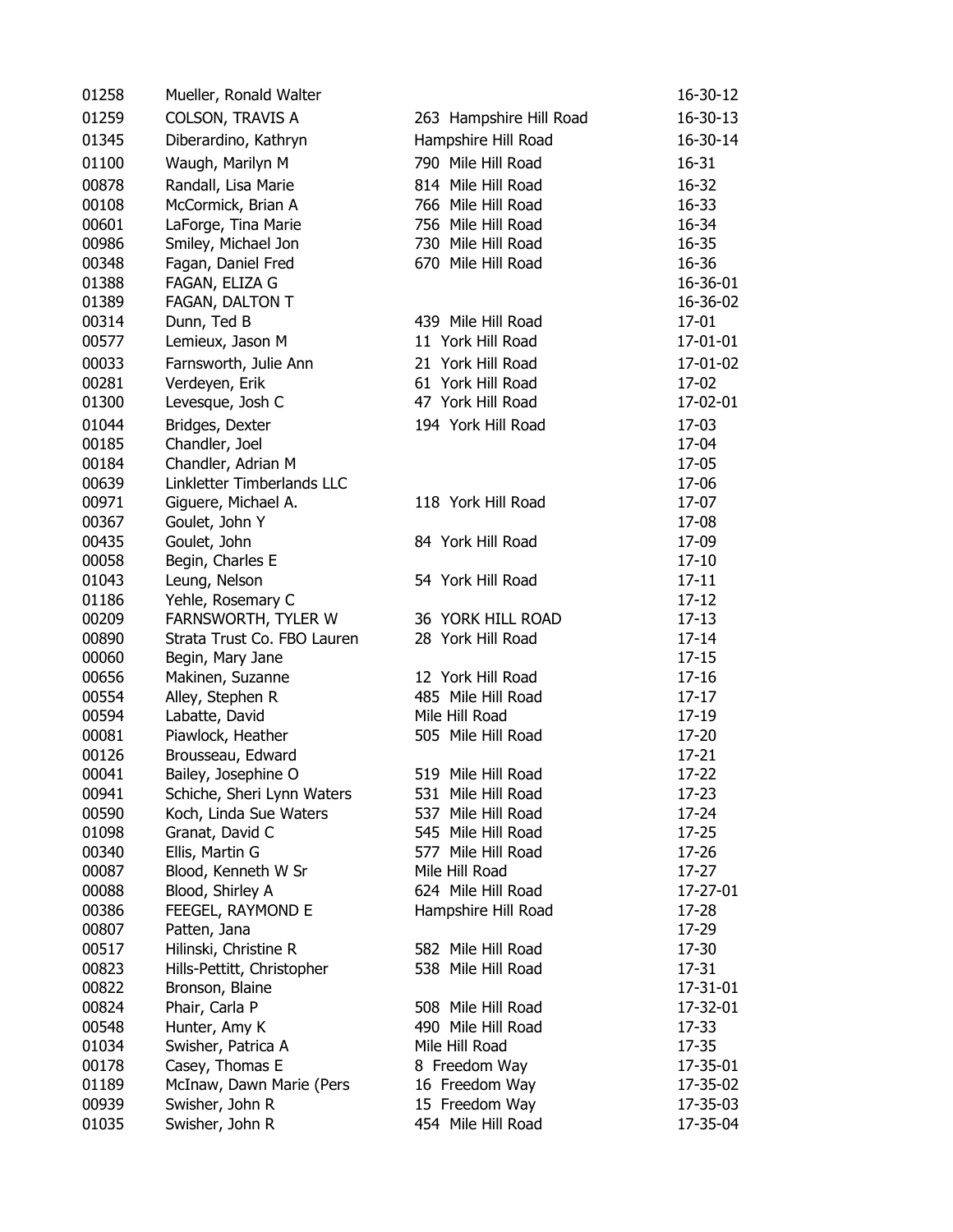| | | | |
|---|---|---|---|
| 01258 | Mueller, Ronald Walter | | 16-30-12 |
| 01259 | COLSON, TRAVIS A | 263 Hampshire Hill Road | 16-30-13 |
| 01345 | Diberardino, Kathryn | Hampshire Hill Road | 16-30-14 |
| 01100 | Waugh, Marilyn M | 790 Mile Hill Road | 16-31 |
| 00878 | Randall, Lisa Marie | 814 Mile Hill Road | 16-32 |
| 00108 | McCormick, Brian A | 766 Mile Hill Road | 16-33 |
| 00601 | LaForge, Tina Marie | 756 Mile Hill Road | 16-34 |
| 00986 | Smiley, Michael Jon | 730 Mile Hill Road | 16-35 |
| 00348 | Fagan, Daniel Fred | 670 Mile Hill Road | 16-36 |
| 01388 | FAGAN, ELIZA G | | 16-36-01 |
| 01389 | FAGAN, DALTON T | | 16-36-02 |
| 00314 | Dunn, Ted B | 439 Mile Hill Road | 17-01 |
| 00577 | Lemieux, Jason M | 11 York Hill Road | 17-01-01 |
| 00033 | Farnsworth, Julie Ann | 21 York Hill Road | 17-01-02 |
| 00281 | Verdeyen, Erik | 61 York Hill Road | 17-02 |
| 01300 | Levesque, Josh C | 47 York Hill Road | 17-02-01 |
| 01044 | Bridges, Dexter | 194 York Hill Road | 17-03 |
| 00185 | Chandler, Joel | | 17-04 |
| 00184 | Chandler, Adrian M | | 17-05 |
| 00639 | Linkletter Timberlands LLC | | 17-06 |
| 00971 | Giguere, Michael A. | 118 York Hill Road | 17-07 |
| 00367 | Goulet, John Y | | 17-08 |
| 00435 | Goulet, John | 84 York Hill Road | 17-09 |
| 00058 | Begin, Charles E | | 17-10 |
| 01043 | Leung, Nelson | 54 York Hill Road | 17-11 |
| 01186 | Yehle, Rosemary C | | 17-12 |
| 00209 | FARNSWORTH, TYLER W | 36 YORK HILL ROAD | 17-13 |
| 00890 | Strata Trust Co. FBO Lauren | 28 York Hill Road | 17-14 |
| 00060 | Begin, Mary Jane | | 17-15 |
| 00656 | Makinen, Suzanne | 12 York Hill Road | 17-16 |
| 00554 | Alley, Stephen R | 485 Mile Hill Road | 17-17 |
| 00594 | Labatte, David | Mile Hill Road | 17-19 |
| 00081 | Piawlock, Heather | 505 Mile Hill Road | 17-20 |
| 00126 | Brousseau, Edward | | 17-21 |
| 00041 | Bailey, Josephine O | 519 Mile Hill Road | 17-22 |
| 00941 | Schiche, Sheri Lynn Waters | 531 Mile Hill Road | 17-23 |
| 00590 | Koch, Linda Sue Waters | 537 Mile Hill Road | 17-24 |
| 01098 | Granat, David C | 545 Mile Hill Road | 17-25 |
| 00340 | Ellis, Martin G | 577 Mile Hill Road | 17-26 |
| 00087 | Blood, Kenneth W Sr | Mile Hill Road | 17-27 |
| 00088 | Blood, Shirley A | 624 Mile Hill Road | 17-27-01 |
| 00386 | FEEGEL, RAYMOND E | Hampshire Hill Road | 17-28 |
| 00807 | Patten, Jana | | 17-29 |
| 00517 | Hilinski, Christine R | 582 Mile Hill Road | 17-30 |
| 00823 | Hills-Pettitt, Christopher | 538 Mile Hill Road | 17-31 |
| 00822 | Bronson, Blaine | | 17-31-01 |
| 00824 | Phair, Carla P | 508 Mile Hill Road | 17-32-01 |
| 00548 | Hunter, Amy K | 490 Mile Hill Road | 17-33 |
| 01034 | Swisher, Patrica A | Mile Hill Road | 17-35 |
| 00178 | Casey, Thomas E | 8 Freedom Way | 17-35-01 |
| 01189 | McInaw, Dawn Marie (Pers | 16 Freedom Way | 17-35-02 |
| 00939 | Swisher, John R | 15 Freedom Way | 17-35-03 |
| 01035 | Swisher, John R | 454 Mile Hill Road | 17-35-04 |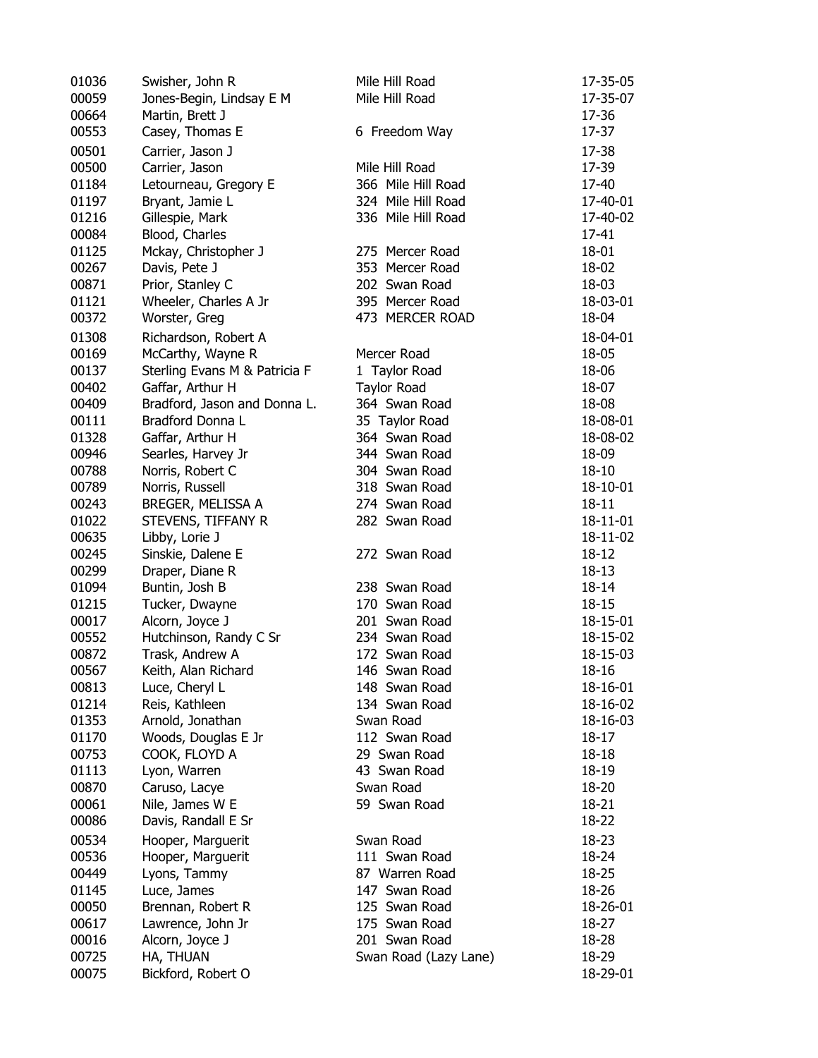| | | | |
|---|---|---|---|
| 01036 | Swisher, John R | Mile Hill Road | 17-35-05 |
| 00059 | Jones-Begin, Lindsay E M | Mile Hill Road | 17-35-07 |
| 00664 | Martin, Brett J | | 17-36 |
| 00553 | Casey, Thomas E | 6 Freedom Way | 17-37 |
| 00501 | Carrier, Jason J | | 17-38 |
| 00500 | Carrier, Jason | Mile Hill Road | 17-39 |
| 01184 | Letourneau, Gregory E | 366 Mile Hill Road | 17-40 |
| 01197 | Bryant, Jamie L | 324 Mile Hill Road | 17-40-01 |
| 01216 | Gillespie, Mark | 336 Mile Hill Road | 17-40-02 |
| 00084 | Blood, Charles | | 17-41 |
| 01125 | Mckay, Christopher J | 275 Mercer Road | 18-01 |
| 00267 | Davis, Pete J | 353 Mercer Road | 18-02 |
| 00871 | Prior, Stanley C | 202 Swan Road | 18-03 |
| 01121 | Wheeler, Charles A Jr | 395 Mercer Road | 18-03-01 |
| 00372 | Worster, Greg | 473 MERCER ROAD | 18-04 |
| 01308 | Richardson, Robert A | | 18-04-01 |
| 00169 | McCarthy, Wayne R | Mercer Road | 18-05 |
| 00137 | Sterling Evans M & Patricia F | 1 Taylor Road | 18-06 |
| 00402 | Gaffar, Arthur H | Taylor Road | 18-07 |
| 00409 | Bradford, Jason and Donna L. | 364 Swan Road | 18-08 |
| 00111 | Bradford Donna L | 35 Taylor Road | 18-08-01 |
| 01328 | Gaffar, Arthur H | 364 Swan Road | 18-08-02 |
| 00946 | Searles, Harvey Jr | 344 Swan Road | 18-09 |
| 00788 | Norris, Robert C | 304 Swan Road | 18-10 |
| 00789 | Norris, Russell | 318 Swan Road | 18-10-01 |
| 00243 | BREGER, MELISSA A | 274 Swan Road | 18-11 |
| 01022 | STEVENS, TIFFANY R | 282 Swan Road | 18-11-01 |
| 00635 | Libby, Lorie J | | 18-11-02 |
| 00245 | Sinskie, Dalene E | 272 Swan Road | 18-12 |
| 00299 | Draper, Diane R | | 18-13 |
| 01094 | Buntin, Josh B | 238 Swan Road | 18-14 |
| 01215 | Tucker, Dwayne | 170 Swan Road | 18-15 |
| 00017 | Alcorn, Joyce J | 201 Swan Road | 18-15-01 |
| 00552 | Hutchinson, Randy C Sr | 234 Swan Road | 18-15-02 |
| 00872 | Trask, Andrew A | 172 Swan Road | 18-15-03 |
| 00567 | Keith, Alan Richard | 146 Swan Road | 18-16 |
| 00813 | Luce, Cheryl L | 148 Swan Road | 18-16-01 |
| 01214 | Reis, Kathleen | 134 Swan Road | 18-16-02 |
| 01353 | Arnold, Jonathan | Swan Road | 18-16-03 |
| 01170 | Woods, Douglas E Jr | 112 Swan Road | 18-17 |
| 00753 | COOK, FLOYD A | 29 Swan Road | 18-18 |
| 01113 | Lyon, Warren | 43 Swan Road | 18-19 |
| 00870 | Caruso, Lacye | Swan Road | 18-20 |
| 00061 | Nile, James W E | 59 Swan Road | 18-21 |
| 00086 | Davis, Randall E Sr | | 18-22 |
| 00534 | Hooper, Marguerit | Swan Road | 18-23 |
| 00536 | Hooper, Marguerit | 111 Swan Road | 18-24 |
| 00449 | Lyons, Tammy | 87 Warren Road | 18-25 |
| 01145 | Luce, James | 147 Swan Road | 18-26 |
| 00050 | Brennan, Robert R | 125 Swan Road | 18-26-01 |
| 00617 | Lawrence, John Jr | 175 Swan Road | 18-27 |
| 00016 | Alcorn, Joyce J | 201 Swan Road | 18-28 |
| 00725 | HA, THUAN | Swan Road (Lazy Lane) | 18-29 |
| 00075 | Bickford, Robert O | | 18-29-01 |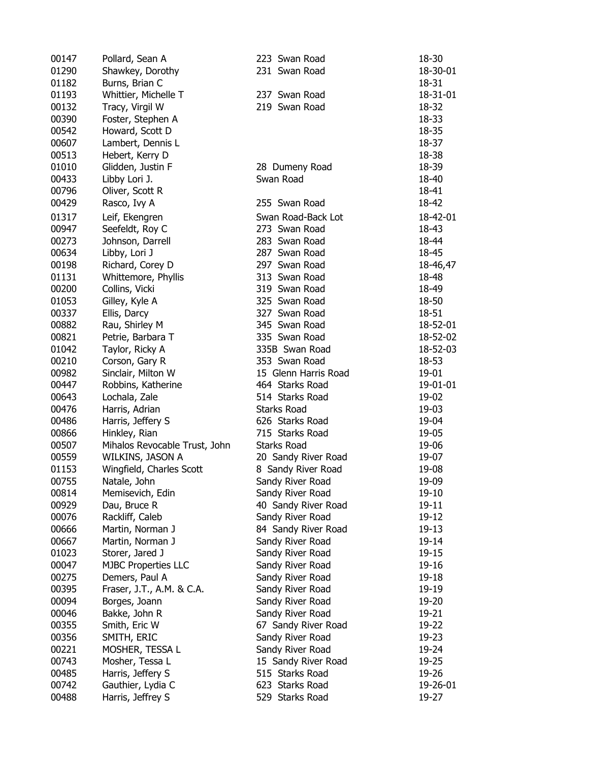| | | | |
|---|---|---|---|
| 00147 | Pollard, Sean A | 223 Swan Road | 18-30 |
| 01290 | Shawkey, Dorothy | 231 Swan Road | 18-30-01 |
| 01182 | Burns, Brian C | | 18-31 |
| 01193 | Whittier, Michelle T | 237 Swan Road | 18-31-01 |
| 00132 | Tracy, Virgil W | 219 Swan Road | 18-32 |
| 00390 | Foster, Stephen A | | 18-33 |
| 00542 | Howard, Scott D | | 18-35 |
| 00607 | Lambert, Dennis L | | 18-37 |
| 00513 | Hebert, Kerry D | | 18-38 |
| 01010 | Glidden, Justin F | 28 Dumeny Road | 18-39 |
| 00433 | Libby Lori J. | Swan Road | 18-40 |
| 00796 | Oliver, Scott R | | 18-41 |
| 00429 | Rasco, Ivy A | 255 Swan Road | 18-42 |
| 01317 | Leif, Ekengren | Swan Road-Back Lot | 18-42-01 |
| 00947 | Seefeldt, Roy C | 273 Swan Road | 18-43 |
| 00273 | Johnson, Darrell | 283 Swan Road | 18-44 |
| 00634 | Libby, Lori J | 287 Swan Road | 18-45 |
| 00198 | Richard, Corey D | 297 Swan Road | 18-46,47 |
| 01131 | Whittemore, Phyllis | 313 Swan Road | 18-48 |
| 00200 | Collins, Vicki | 319 Swan Road | 18-49 |
| 01053 | Gilley, Kyle A | 325 Swan Road | 18-50 |
| 00337 | Ellis, Darcy | 327 Swan Road | 18-51 |
| 00882 | Rau, Shirley M | 345 Swan Road | 18-52-01 |
| 00821 | Petrie, Barbara T | 335 Swan Road | 18-52-02 |
| 01042 | Taylor, Ricky A | 335B Swan Road | 18-52-03 |
| 00210 | Corson, Gary R | 353 Swan Road | 18-53 |
| 00982 | Sinclair, Milton W | 15 Glenn Harris Road | 19-01 |
| 00447 | Robbins, Katherine | 464 Starks Road | 19-01-01 |
| 00643 | Lochala, Zale | 514 Starks Road | 19-02 |
| 00476 | Harris, Adrian | Starks Road | 19-03 |
| 00486 | Harris, Jeffery S | 626 Starks Road | 19-04 |
| 00866 | Hinkley, Rian | 715 Starks Road | 19-05 |
| 00507 | Mihalos Revocable Trust, John | Starks Road | 19-06 |
| 00559 | WILKINS, JASON A | 20 Sandy River Road | 19-07 |
| 01153 | Wingfield, Charles Scott | 8 Sandy River Road | 19-08 |
| 00755 | Natale, John | Sandy River Road | 19-09 |
| 00814 | Memisevich, Edin | Sandy River Road | 19-10 |
| 00929 | Dau, Bruce R | 40 Sandy River Road | 19-11 |
| 00076 | Rackliff, Caleb | Sandy River Road | 19-12 |
| 00666 | Martin, Norman J | 84 Sandy River Road | 19-13 |
| 00667 | Martin, Norman J | Sandy River Road | 19-14 |
| 01023 | Storer, Jared J | Sandy River Road | 19-15 |
| 00047 | MJBC Properties LLC | Sandy River Road | 19-16 |
| 00275 | Demers, Paul A | Sandy River Road | 19-18 |
| 00395 | Fraser, J.T., A.M. & C.A. | Sandy River Road | 19-19 |
| 00094 | Borges, Joann | Sandy River Road | 19-20 |
| 00046 | Bakke, John R | Sandy River Road | 19-21 |
| 00355 | Smith, Eric W | 67 Sandy River Road | 19-22 |
| 00356 | SMITH, ERIC | Sandy River Road | 19-23 |
| 00221 | MOSHER, TESSA L | Sandy River Road | 19-24 |
| 00743 | Mosher, Tessa L | 15 Sandy River Road | 19-25 |
| 00485 | Harris, Jeffery S | 515 Starks Road | 19-26 |
| 00742 | Gauthier, Lydia C | 623 Starks Road | 19-26-01 |
| 00488 | Harris, Jeffrey S | 529 Starks Road | 19-27 |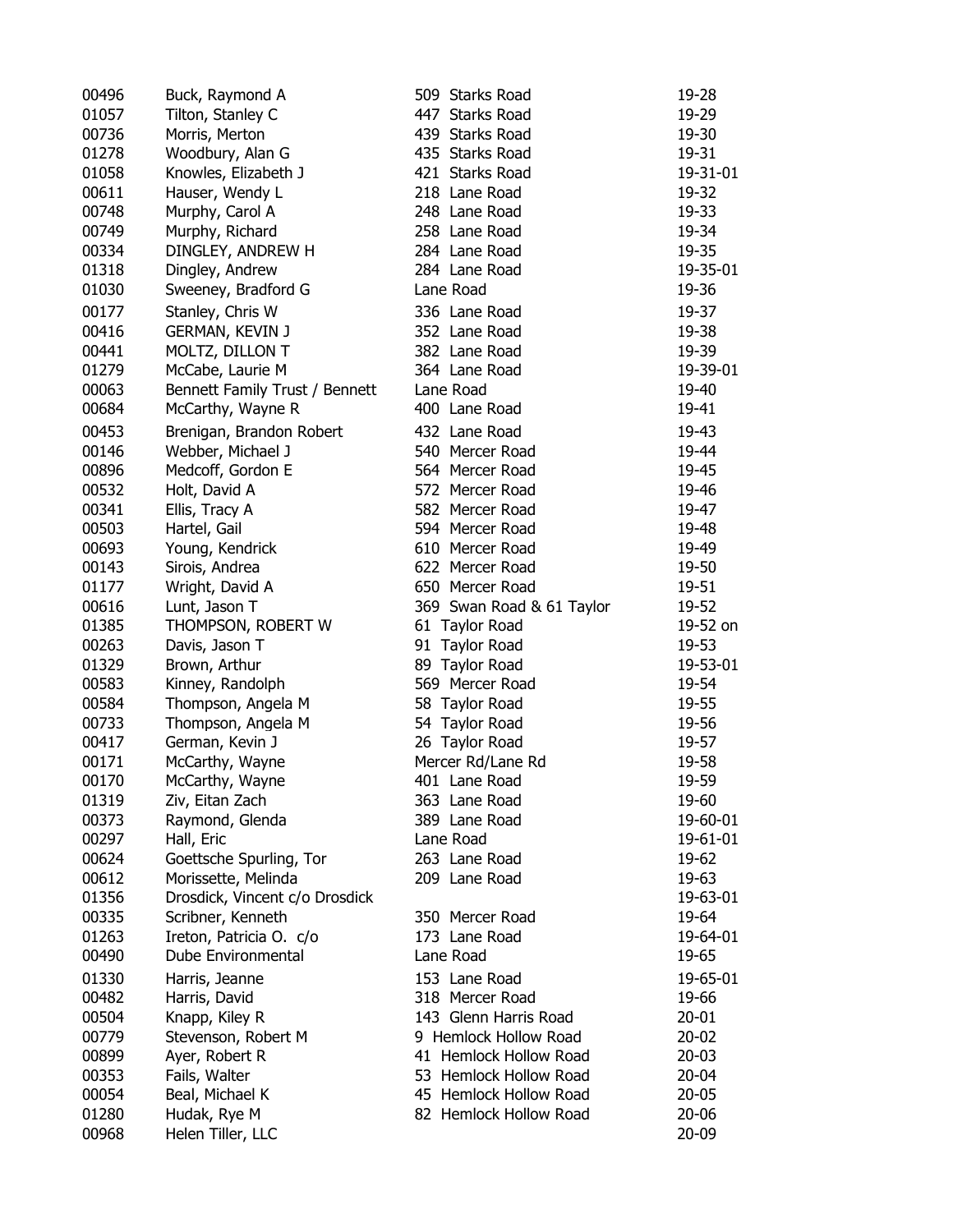| | | | |
|---|---|---|---|
| 00496 | Buck, Raymond A | 509 Starks Road | 19-28 |
| 01057 | Tilton, Stanley C | 447 Starks Road | 19-29 |
| 00736 | Morris, Merton | 439 Starks Road | 19-30 |
| 01278 | Woodbury, Alan G | 435 Starks Road | 19-31 |
| 01058 | Knowles, Elizabeth J | 421 Starks Road | 19-31-01 |
| 00611 | Hauser, Wendy L | 218 Lane Road | 19-32 |
| 00748 | Murphy, Carol A | 248 Lane Road | 19-33 |
| 00749 | Murphy, Richard | 258 Lane Road | 19-34 |
| 00334 | DINGLEY, ANDREW H | 284 Lane Road | 19-35 |
| 01318 | Dingley, Andrew | 284 Lane Road | 19-35-01 |
| 01030 | Sweeney, Bradford G | Lane Road | 19-36 |
| 00177 | Stanley, Chris W | 336 Lane Road | 19-37 |
| 00416 | GERMAN, KEVIN J | 352 Lane Road | 19-38 |
| 00441 | MOLTZ, DILLON T | 382 Lane Road | 19-39 |
| 01279 | McCabe, Laurie M | 364 Lane Road | 19-39-01 |
| 00063 | Bennett Family Trust / Bennett | Lane Road | 19-40 |
| 00684 | McCarthy, Wayne R | 400 Lane Road | 19-41 |
| 00453 | Brenigan, Brandon Robert | 432 Lane Road | 19-43 |
| 00146 | Webber, Michael J | 540 Mercer Road | 19-44 |
| 00896 | Medcoff, Gordon E | 564 Mercer Road | 19-45 |
| 00532 | Holt, David A | 572 Mercer Road | 19-46 |
| 00341 | Ellis, Tracy A | 582 Mercer Road | 19-47 |
| 00503 | Hartel, Gail | 594 Mercer Road | 19-48 |
| 00693 | Young, Kendrick | 610 Mercer Road | 19-49 |
| 00143 | Sirois, Andrea | 622 Mercer Road | 19-50 |
| 01177 | Wright, David A | 650 Mercer Road | 19-51 |
| 00616 | Lunt, Jason T | 369 Swan Road & 61 Taylor | 19-52 |
| 01385 | THOMPSON, ROBERT W | 61 Taylor Road | 19-52 on |
| 00263 | Davis, Jason T | 91 Taylor Road | 19-53 |
| 01329 | Brown, Arthur | 89 Taylor Road | 19-53-01 |
| 00583 | Kinney, Randolph | 569 Mercer Road | 19-54 |
| 00584 | Thompson, Angela M | 58 Taylor Road | 19-55 |
| 00733 | Thompson, Angela M | 54 Taylor Road | 19-56 |
| 00417 | German, Kevin J | 26 Taylor Road | 19-57 |
| 00171 | McCarthy, Wayne | Mercer Rd/Lane Rd | 19-58 |
| 00170 | McCarthy, Wayne | 401 Lane Road | 19-59 |
| 01319 | Ziv, Eitan Zach | 363 Lane Road | 19-60 |
| 00373 | Raymond, Glenda | 389 Lane Road | 19-60-01 |
| 00297 | Hall, Eric | Lane Road | 19-61-01 |
| 00624 | Goettsche Spurling, Tor | 263 Lane Road | 19-62 |
| 00612 | Morissette, Melinda | 209 Lane Road | 19-63 |
| 01356 | Drosdick, Vincent c/o Drosdick | | 19-63-01 |
| 00335 | Scribner, Kenneth | 350 Mercer Road | 19-64 |
| 01263 | Ireton, Patricia O. c/o | 173 Lane Road | 19-64-01 |
| 00490 | Dube Environmental | Lane Road | 19-65 |
| 01330 | Harris, Jeanne | 153 Lane Road | 19-65-01 |
| 00482 | Harris, David | 318 Mercer Road | 19-66 |
| 00504 | Knapp, Kiley R | 143 Glenn Harris Road | 20-01 |
| 00779 | Stevenson, Robert M | 9 Hemlock Hollow Road | 20-02 |
| 00899 | Ayer, Robert R | 41 Hemlock Hollow Road | 20-03 |
| 00353 | Fails, Walter | 53 Hemlock Hollow Road | 20-04 |
| 00054 | Beal, Michael K | 45 Hemlock Hollow Road | 20-05 |
| 01280 | Hudak, Rye M | 82 Hemlock Hollow Road | 20-06 |
| 00968 | Helen Tiller, LLC | | 20-09 |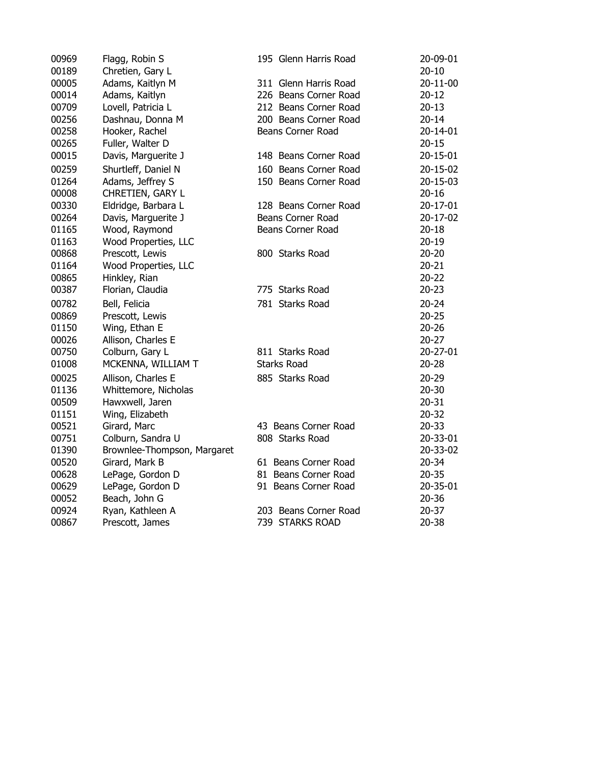| | | | |
|---|---|---|---|
| 00969 | Flagg, Robin S | 195 Glenn Harris Road | 20-09-01 |
| 00189 | Chretien, Gary L | | 20-10 |
| 00005 | Adams, Kaitlyn M | 311 Glenn Harris Road | 20-11-00 |
| 00014 | Adams, Kaitlyn | 226 Beans Corner Road | 20-12 |
| 00709 | Lovell, Patricia L | 212 Beans Corner Road | 20-13 |
| 00256 | Dashnau, Donna M | 200 Beans Corner Road | 20-14 |
| 00258 | Hooker, Rachel | Beans Corner Road | 20-14-01 |
| 00265 | Fuller, Walter D | | 20-15 |
| 00015 | Davis, Marguerite J | 148 Beans Corner Road | 20-15-01 |
| 00259 | Shurtleff, Daniel N | 160 Beans Corner Road | 20-15-02 |
| 01264 | Adams, Jeffrey S | 150 Beans Corner Road | 20-15-03 |
| 00008 | CHRETIEN, GARY L | | 20-16 |
| 00330 | Eldridge, Barbara L | 128 Beans Corner Road | 20-17-01 |
| 00264 | Davis, Marguerite J | Beans Corner Road | 20-17-02 |
| 01165 | Wood, Raymond | Beans Corner Road | 20-18 |
| 01163 | Wood Properties, LLC | | 20-19 |
| 00868 | Prescott, Lewis | 800 Starks Road | 20-20 |
| 01164 | Wood Properties, LLC | | 20-21 |
| 00865 | Hinkley, Rian | | 20-22 |
| 00387 | Florian, Claudia | 775 Starks Road | 20-23 |
| 00782 | Bell, Felicia | 781 Starks Road | 20-24 |
| 00869 | Prescott, Lewis | | 20-25 |
| 01150 | Wing, Ethan E | | 20-26 |
| 00026 | Allison, Charles E | | 20-27 |
| 00750 | Colburn, Gary L | 811 Starks Road | 20-27-01 |
| 01008 | MCKENNA, WILLIAM T | Starks Road | 20-28 |
| 00025 | Allison, Charles E | 885 Starks Road | 20-29 |
| 01136 | Whittemore, Nicholas | | 20-30 |
| 00509 | Hawxwell, Jaren | | 20-31 |
| 01151 | Wing, Elizabeth | | 20-32 |
| 00521 | Girard, Marc | 43 Beans Corner Road | 20-33 |
| 00751 | Colburn, Sandra U | 808 Starks Road | 20-33-01 |
| 01390 | Brownlee-Thompson, Margaret | | 20-33-02 |
| 00520 | Girard, Mark B | 61 Beans Corner Road | 20-34 |
| 00628 | LePage, Gordon D | 81 Beans Corner Road | 20-35 |
| 00629 | LePage, Gordon D | 91 Beans Corner Road | 20-35-01 |
| 00052 | Beach, John G | | 20-36 |
| 00924 | Ryan, Kathleen A | 203 Beans Corner Road | 20-37 |
| 00867 | Prescott, James | 739 STARKS ROAD | 20-38 |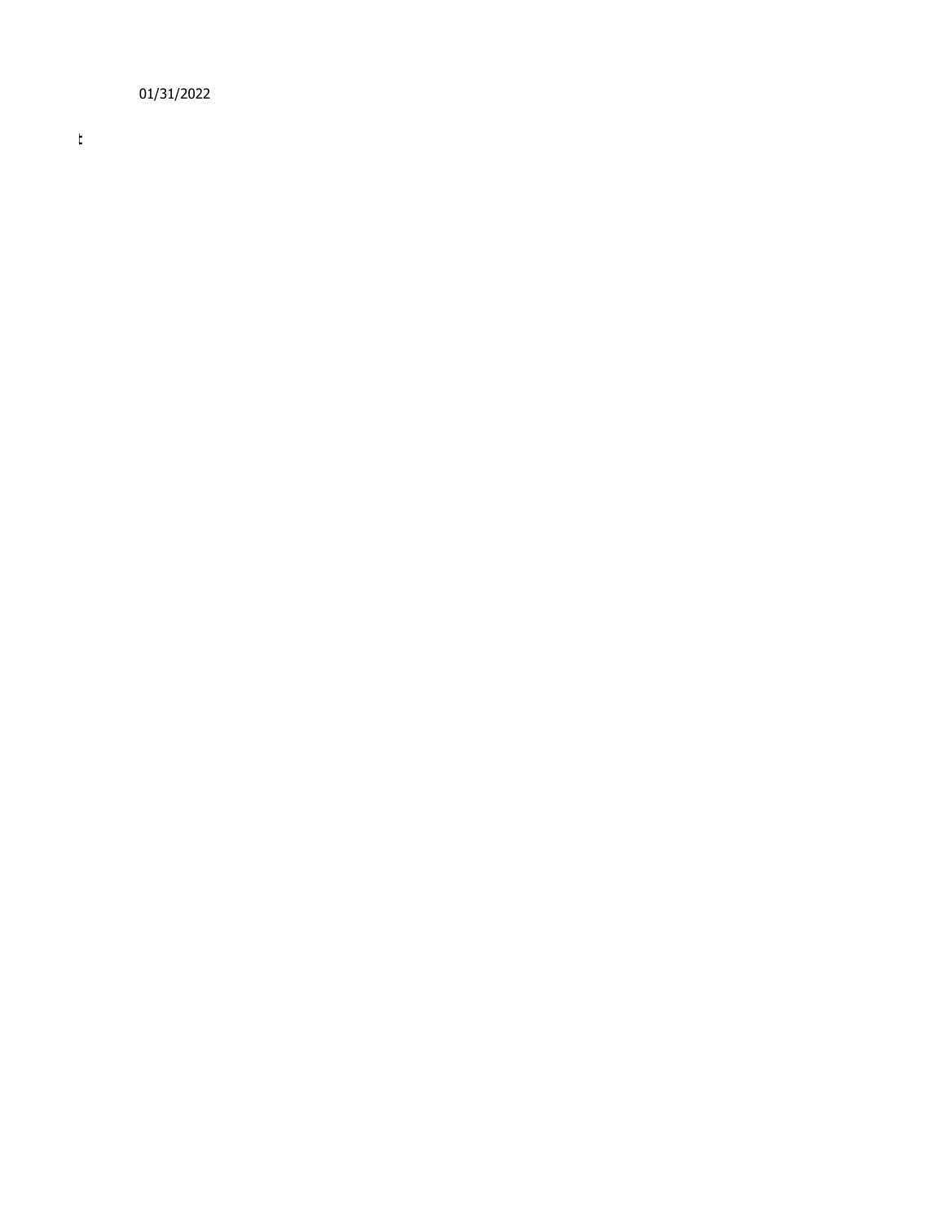01/31/2022

t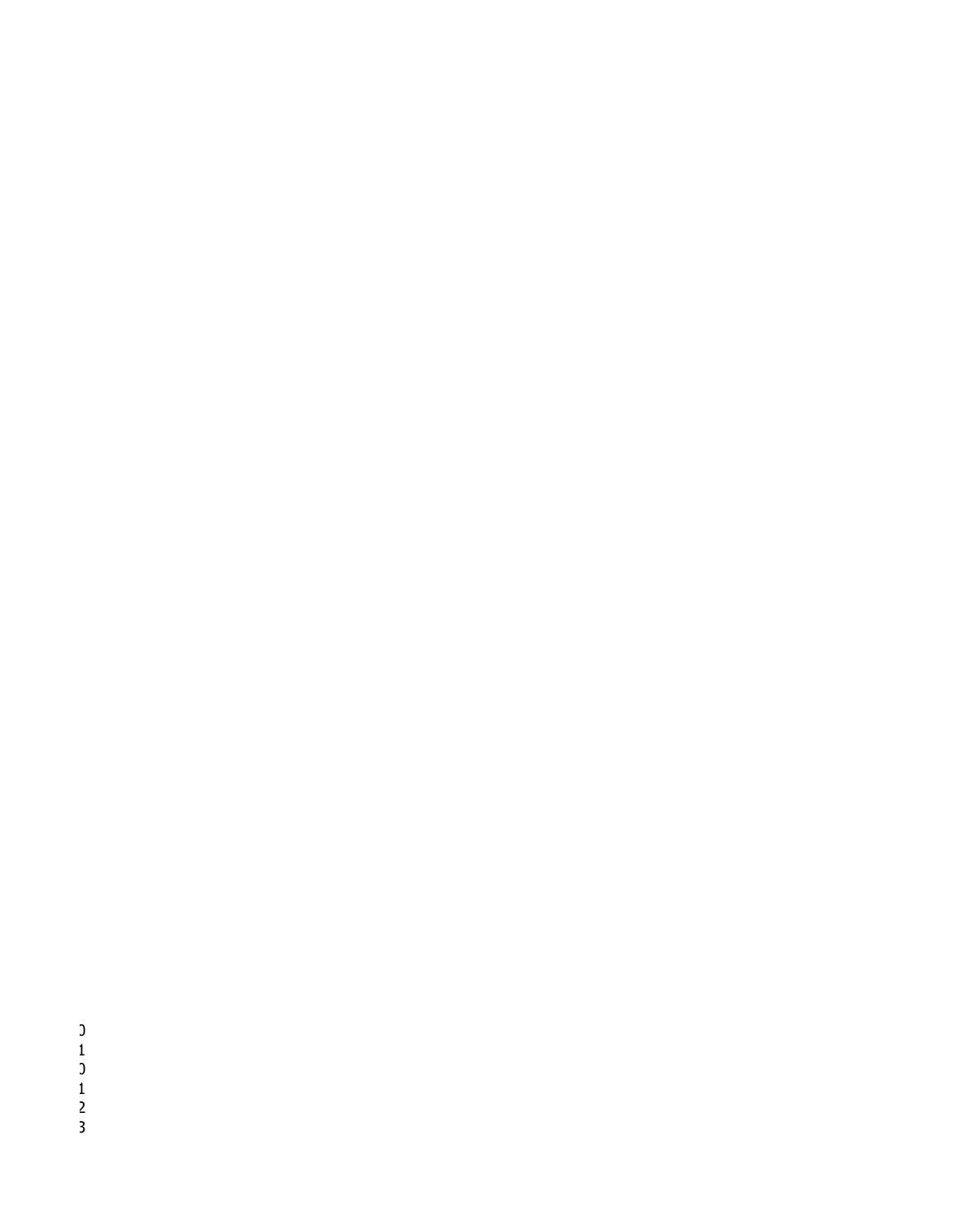0
1
0
1
2
3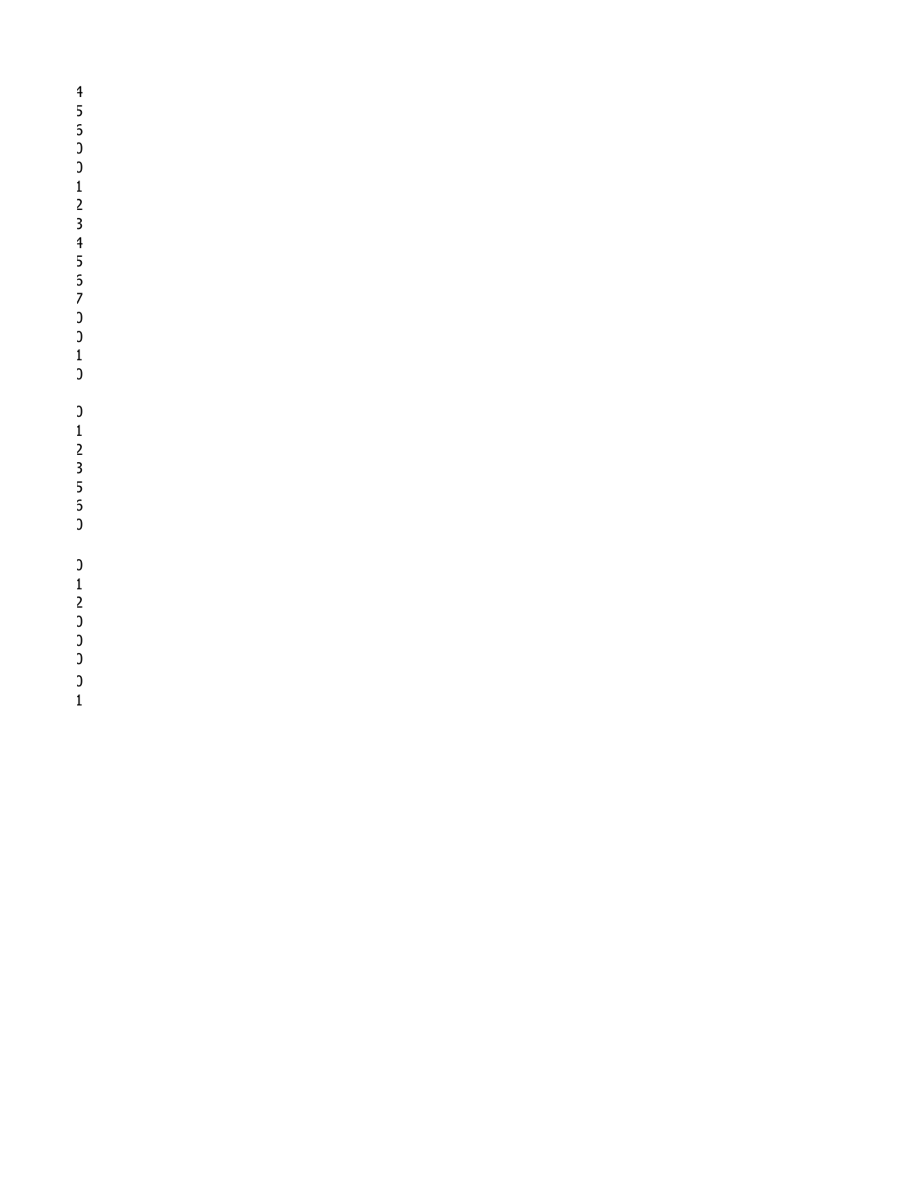4
5
5
0
0
1
2
3
4
5
5
7
0
0
1
0

0
1
2
3
5
5
0

0
1
2
0
0
0
0
1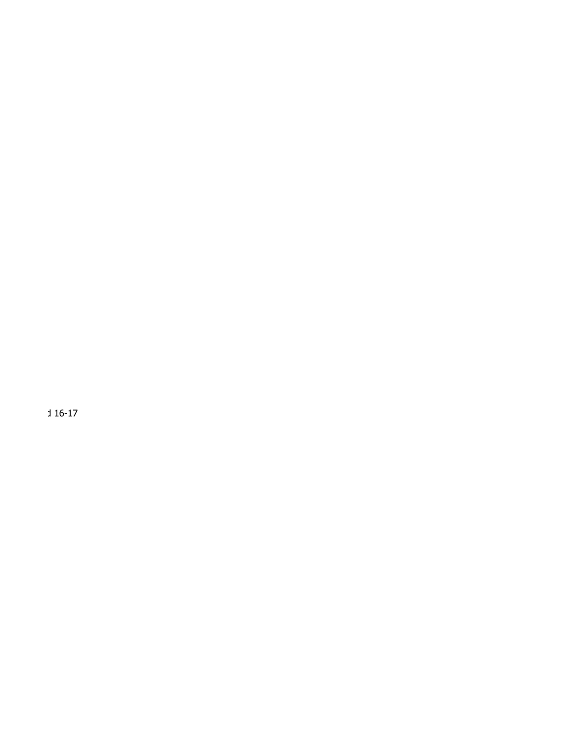d 16-17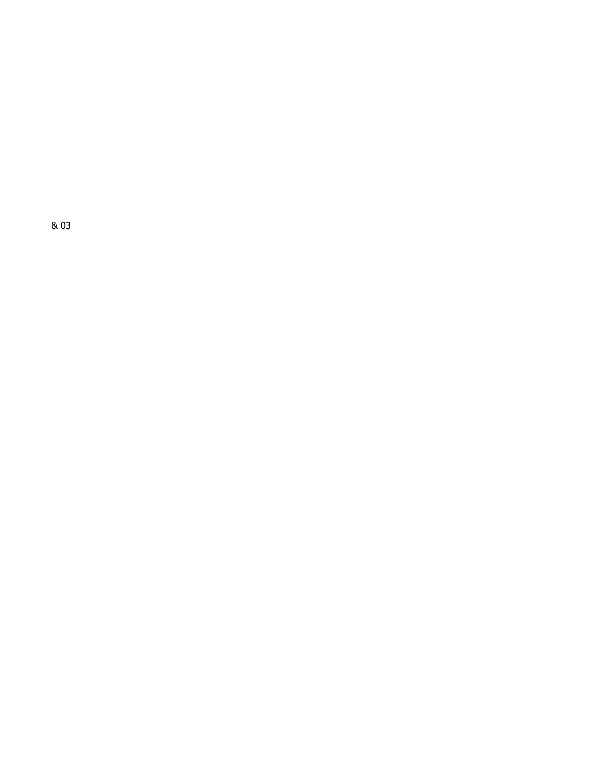& 03